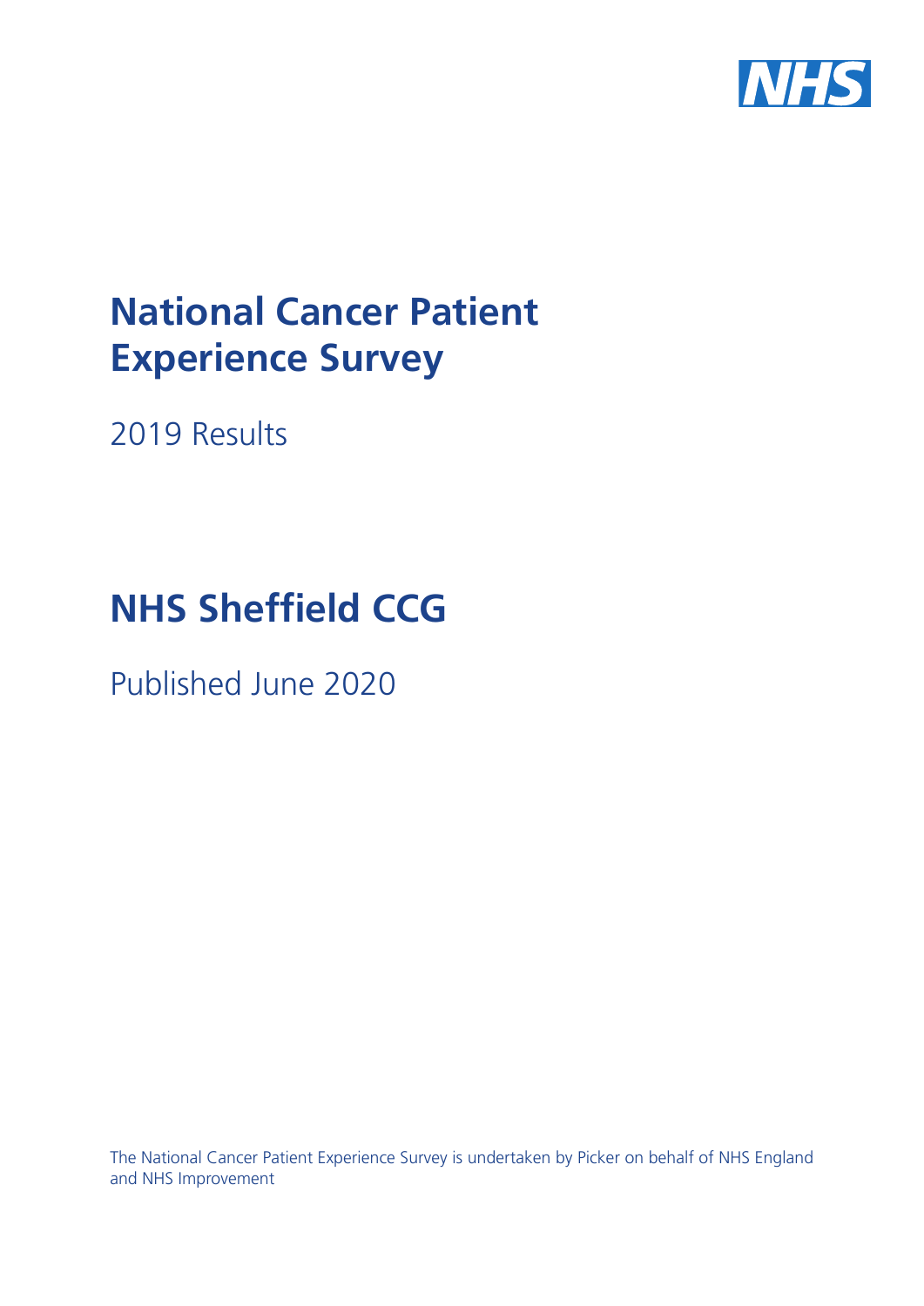# National Cancer Patient Experience Survey

2019 Results

# NHS Sheffield CCG

Published June 2020

The National Cancer Patient Experience Survey is undertaken by Picker on behalf of NHS England and NHS Improvement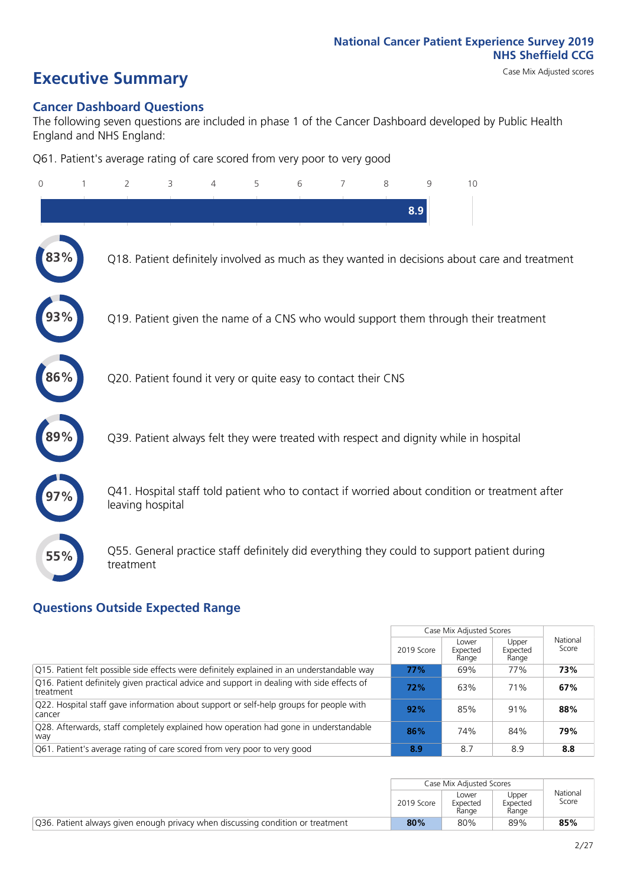# Executive Summary

National Cancer Patient Experience Survey 2019
NHS Sheffield CCG
Case Mix Adjusted scores

## Cancer Dashboard Questions

The following seven questions are included in phase 1 of the Cancer Dashboard developed by Public Health England and NHS England:

Q61. Patient's average rating of care scored from very poor to very good

8.9

- **83%** Q18. Patient definitely involved as much as they wanted in decisions about care and treatment
- **93%** Q19. Patient given the name of a CNS who would support them through their treatment
- **86%** Q20. Patient found it very or quite easy to contact their CNS
- **89%** Q39. Patient always felt they were treated with respect and dignity while in hospital
- **97%** Q41. Hospital staff told patient who to contact if worried about condition or treatment after leaving hospital
- **55%** Q55. General practice staff definitely did everything they could to support patient during treatment

## Questions Outside Expected Range

| | Case Mix Adjusted Scores | | | National Score |
|---|---|---|---|---|
| | 2019 Score | Lower Expected Range | Upper Expected Range | |
| Q15. Patient felt possible side effects were definitely explained in an understandable way | **77%** | 69% | 77% | **73%** |
| Q16. Patient definitely given practical advice and support in dealing with side effects of treatment | **72%** | 63% | 71% | **67%** |
| Q22. Hospital staff gave information about support or self-help groups for people with cancer | **92%** | 85% | 91% | **88%** |
| Q28. Afterwards, staff completely explained how operation had gone in understandable way | **86%** | 74% | 84% | **79%** |
| Q61. Patient's average rating of care scored from very poor to very good | **8.9** | 8.7 | 8.9 | **8.8** |

| | Case Mix Adjusted Scores | | | National Score |
|---|---|---|---|---|
| | 2019 Score | Lower Expected Range | Upper Expected Range | |
| Q36. Patient always given enough privacy when discussing condition or treatment | **80%** | 80% | 89% | **85%** |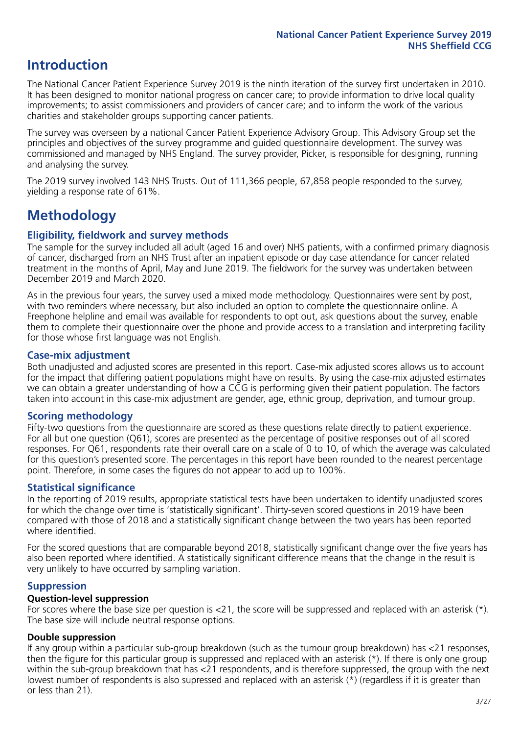# Introduction

The National Cancer Patient Experience Survey 2019 is the ninth iteration of the survey first undertaken in 2010. It has been designed to monitor national progress on cancer care; to provide information to drive local quality improvements; to assist commissioners and providers of cancer care; and to inform the work of the various charities and stakeholder groups supporting cancer patients.

The survey was overseen by a national Cancer Patient Experience Advisory Group. This Advisory Group set the principles and objectives of the survey programme and guided questionnaire development. The survey was commissioned and managed by NHS England. The survey provider, Picker, is responsible for designing, running and analysing the survey.

The 2019 survey involved 143 NHS Trusts. Out of 111,366 people, 67,858 people responded to the survey, yielding a response rate of 61%.

# Methodology

## Eligibility, fieldwork and survey methods

The sample for the survey included all adult (aged 16 and over) NHS patients, with a confirmed primary diagnosis of cancer, discharged from an NHS Trust after an inpatient episode or day case attendance for cancer related treatment in the months of April, May and June 2019. The fieldwork for the survey was undertaken between December 2019 and March 2020.

As in the previous four years, the survey used a mixed mode methodology. Questionnaires were sent by post, with two reminders where necessary, but also included an option to complete the questionnaire online. A Freephone helpline and email was available for respondents to opt out, ask questions about the survey, enable them to complete their questionnaire over the phone and provide access to a translation and interpreting facility for those whose first language was not English.

## Case-mix adjustment

Both unadjusted and adjusted scores are presented in this report. Case-mix adjusted scores allows us to account for the impact that differing patient populations might have on results. By using the case-mix adjusted estimates we can obtain a greater understanding of how a CCG is performing given their patient population. The factors taken into account in this case-mix adjustment are gender, age, ethnic group, deprivation, and tumour group.

## Scoring methodology

Fifty-two questions from the questionnaire are scored as these questions relate directly to patient experience. For all but one question (Q61), scores are presented as the percentage of positive responses out of all scored responses. For Q61, respondents rate their overall care on a scale of 0 to 10, of which the average was calculated for this question's presented score. The percentages in this report have been rounded to the nearest percentage point. Therefore, in some cases the figures do not appear to add up to 100%.

## Statistical significance

In the reporting of 2019 results, appropriate statistical tests have been undertaken to identify unadjusted scores for which the change over time is 'statistically significant'. Thirty-seven scored questions in 2019 have been compared with those of 2018 and a statistically significant change between the two years has been reported where identified.

For the scored questions that are comparable beyond 2018, statistically significant change over the five years has also been reported where identified. A statistically significant difference means that the change in the result is very unlikely to have occurred by sampling variation.

## Suppression

### Question-level suppression

For scores where the base size per question is <21, the score will be suppressed and replaced with an asterisk (*). The base size will include neutral response options.

### Double suppression

If any group within a particular sub-group breakdown (such as the tumour group breakdown) has <21 responses, then the figure for this particular group is suppressed and replaced with an asterisk (*). If there is only one group within the sub-group breakdown that has <21 respondents, and is therefore suppressed, the group with the next lowest number of respondents is also supressed and replaced with an asterisk (*) (regardless if it is greater than or less than 21).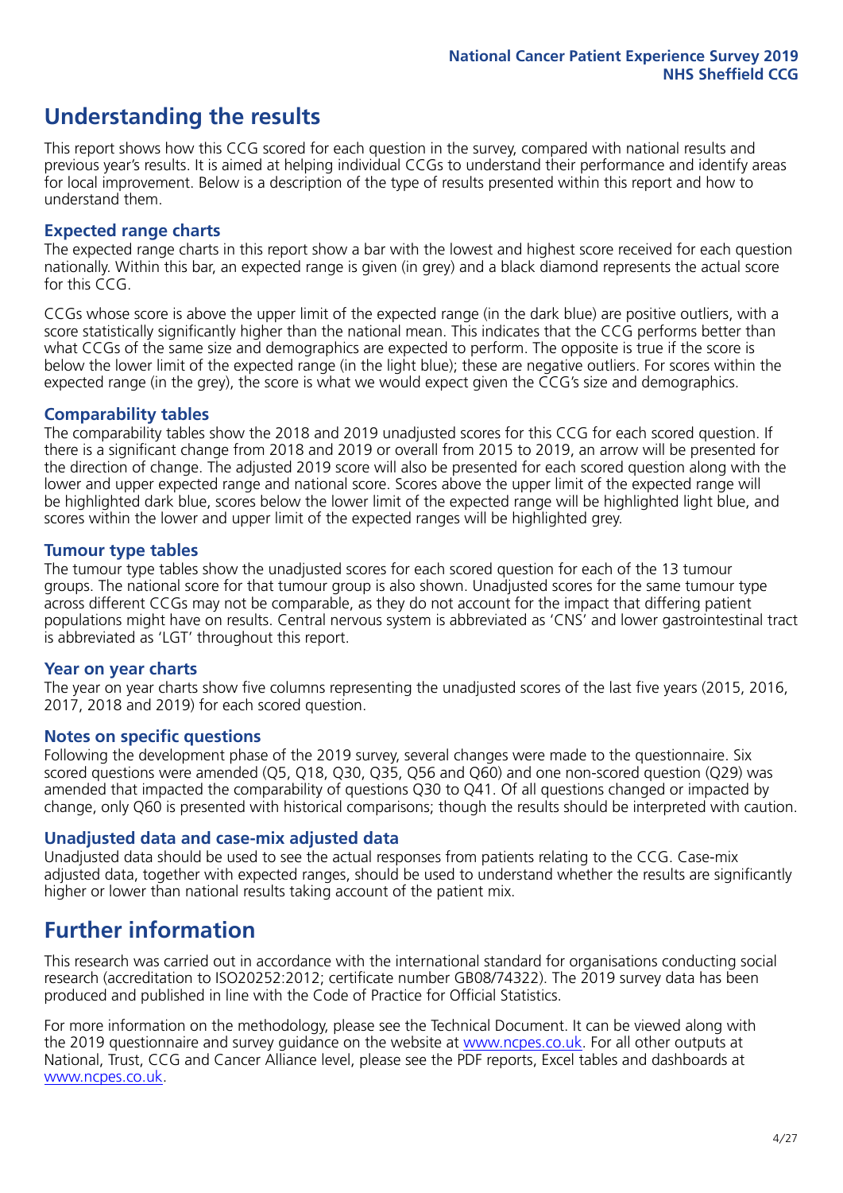## Understanding the results

This report shows how this CCG scored for each question in the survey, compared with national results and previous year's results. It is aimed at helping individual CCGs to understand their performance and identify areas for local improvement. Below is a description of the type of results presented within this report and how to understand them.

### Expected range charts

The expected range charts in this report show a bar with the lowest and highest score received for each question nationally. Within this bar, an expected range is given (in grey) and a black diamond represents the actual score for this CCG.

CCGs whose score is above the upper limit of the expected range (in the dark blue) are positive outliers, with a score statistically significantly higher than the national mean. This indicates that the CCG performs better than what CCGs of the same size and demographics are expected to perform. The opposite is true if the score is below the lower limit of the expected range (in the light blue); these are negative outliers. For scores within the expected range (in the grey), the score is what we would expect given the CCG's size and demographics.

### Comparability tables

The comparability tables show the 2018 and 2019 unadjusted scores for this CCG for each scored question. If there is a significant change from 2018 and 2019 or overall from 2015 to 2019, an arrow will be presented for the direction of change. The adjusted 2019 score will also be presented for each scored question along with the lower and upper expected range and national score. Scores above the upper limit of the expected range will be highlighted dark blue, scores below the lower limit of the expected range will be highlighted light blue, and scores within the lower and upper limit of the expected ranges will be highlighted grey.

### Tumour type tables

The tumour type tables show the unadjusted scores for each scored question for each of the 13 tumour groups. The national score for that tumour group is also shown. Unadjusted scores for the same tumour type across different CCGs may not be comparable, as they do not account for the impact that differing patient populations might have on results. Central nervous system is abbreviated as 'CNS' and lower gastrointestinal tract is abbreviated as 'LGT' throughout this report.

### Year on year charts

The year on year charts show five columns representing the unadjusted scores of the last five years (2015, 2016, 2017, 2018 and 2019) for each scored question.

### Notes on specific questions

Following the development phase of the 2019 survey, several changes were made to the questionnaire. Six scored questions were amended (Q5, Q18, Q30, Q35, Q56 and Q60) and one non-scored question (Q29) was amended that impacted the comparability of questions Q30 to Q41. Of all questions changed or impacted by change, only Q60 is presented with historical comparisons; though the results should be interpreted with caution.

### Unadjusted data and case-mix adjusted data

Unadjusted data should be used to see the actual responses from patients relating to the CCG. Case-mix adjusted data, together with expected ranges, should be used to understand whether the results are significantly higher or lower than national results taking account of the patient mix.

## Further information

This research was carried out in accordance with the international standard for organisations conducting social research (accreditation to ISO20252:2012; certificate number GB08/74322). The 2019 survey data has been produced and published in line with the Code of Practice for Official Statistics.

For more information on the methodology, please see the Technical Document. It can be viewed along with the 2019 questionnaire and survey guidance on the website at [www.ncpes.co.uk](www.ncpes.co.uk). For all other outputs at National, Trust, CCG and Cancer Alliance level, please see the PDF reports, Excel tables and dashboards at [www.ncpes.co.uk](www.ncpes.co.uk).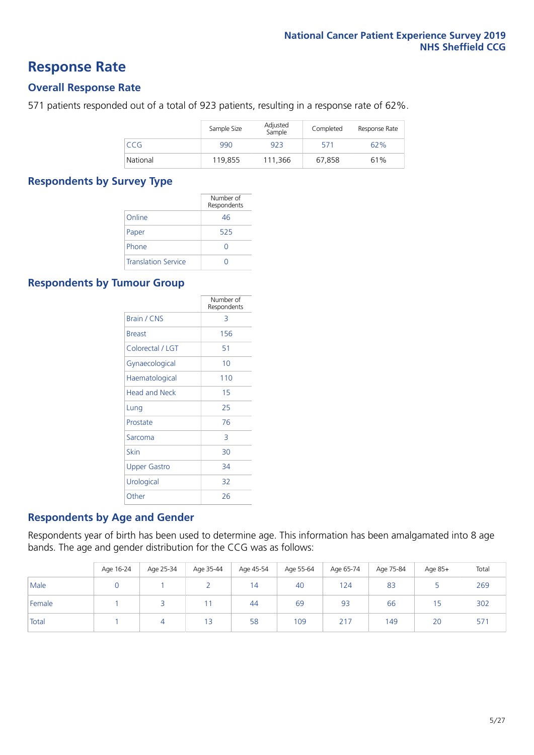# Response Rate

## Overall Response Rate

571 patients responded out of a total of 923 patients, resulting in a response rate of 62%.

| | Sample Size | Adjusted Sample | Completed | Response Rate |
|---|---|---|---|---|
| CCG | 990 | 923 | 571 | 62% |
| National | 119,855 | 111,366 | 67,858 | 61% |

## Respondents by Survey Type

| | Number of Respondents |
|---|---|
| Online | 46 |
| Paper | 525 |
| Phone | 0 |
| Translation Service | 0 |

## Respondents by Tumour Group

| | Number of Respondents |
|---|---|
| Brain / CNS | 3 |
| Breast | 156 |
| Colorectal / LGT | 51 |
| Gynaecological | 10 |
| Haematological | 110 |
| Head and Neck | 15 |
| Lung | 25 |
| Prostate | 76 |
| Sarcoma | 3 |
| Skin | 30 |
| Upper Gastro | 34 |
| Urological | 32 |
| Other | 26 |

## Respondents by Age and Gender

Respondents year of birth has been used to determine age. This information has been amalgamated into 8 age bands. The age and gender distribution for the CCG was as follows:

| | Age 16-24 | Age 25-34 | Age 35-44 | Age 45-54 | Age 55-64 | Age 65-74 | Age 75-84 | Age 85+ | Total |
|---|---|---|---|---|---|---|---|---|---|
| Male | 0 | 1 | 2 | 14 | 40 | 124 | 83 | 5 | 269 |
| Female | 1 | 3 | 11 | 44 | 69 | 93 | 66 | 15 | 302 |
| Total | 1 | 4 | 13 | 58 | 109 | 217 | 149 | 20 | 571 |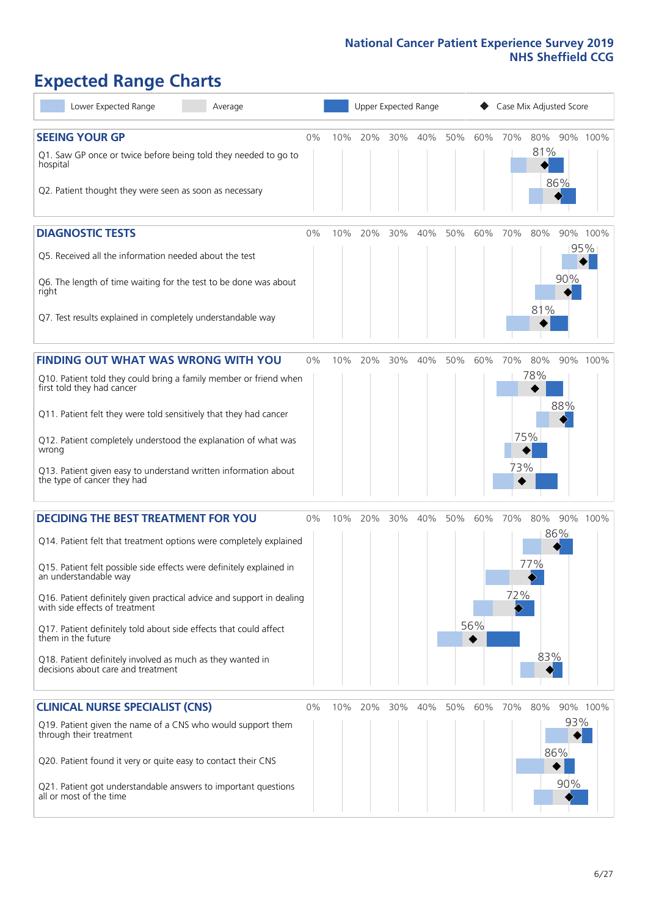# Expected Range Charts

Lower Expected Range | Average | Upper Expected Range | Case Mix Adjusted Score

## SEEING YOUR GP

| Question | Case Mix Adjusted Score |
| --- | --- |
| Q1. Saw GP once or twice before being told they needed to go to hospital | 81% |
| Q2. Patient thought they were seen as soon as necessary | 86% |

## DIAGNOSTIC TESTS

| Question | Case Mix Adjusted Score |
| --- | --- |
| Q5. Received all the information needed about the test | 95% |
| Q6. The length of time waiting for the test to be done was about right | 90% |
| Q7. Test results explained in completely understandable way | 81% |

## FINDING OUT WHAT WAS WRONG WITH YOU

| Question | Case Mix Adjusted Score |
| --- | --- |
| Q10. Patient told they could bring a family member or friend when first told they had cancer | 78% |
| Q11. Patient felt they were told sensitively that they had cancer | 88% |
| Q12. Patient completely understood the explanation of what was wrong | 75% |
| Q13. Patient given easy to understand written information about the type of cancer they had | 73% |

## DECIDING THE BEST TREATMENT FOR YOU

| Question | Case Mix Adjusted Score |
| --- | --- |
| Q14. Patient felt that treatment options were completely explained | 86% |
| Q15. Patient felt possible side effects were definitely explained in an understandable way | 77% |
| Q16. Patient definitely given practical advice and support in dealing with side effects of treatment | 72% |
| Q17. Patient definitely told about side effects that could affect them in the future | 56% |
| Q18. Patient definitely involved as much as they wanted in decisions about care and treatment | 83% |

## CLINICAL NURSE SPECIALIST (CNS)

| Question | Case Mix Adjusted Score |
| --- | --- |
| Q19. Patient given the name of a CNS who would support them through their treatment | 93% |
| Q20. Patient found it very or quite easy to contact their CNS | 86% |
| Q21. Patient got understandable answers to important questions all or most of the time | 90% |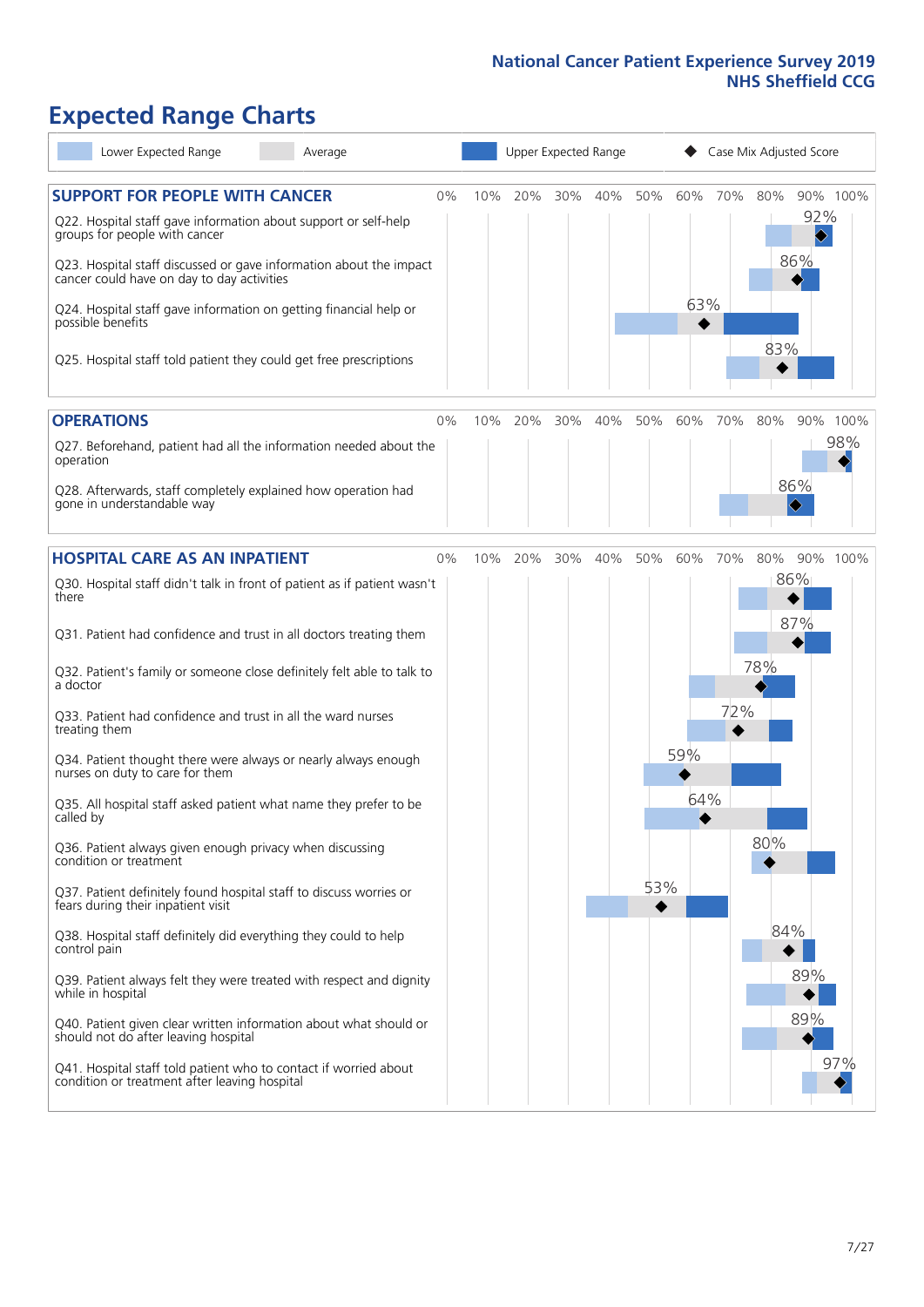# Expected Range Charts

Lower Expected Range | Average | Upper Expected Range | Case Mix Adjusted Score

## SUPPORT FOR PEOPLE WITH CANCER

| Question | Case Mix Adjusted Score |
|---|---|
| Q22. Hospital staff gave information about support or self-help groups for people with cancer | 92% |
| Q23. Hospital staff discussed or gave information about the impact cancer could have on day to day activities | 86% |
| Q24. Hospital staff gave information on getting financial help or possible benefits | 63% |
| Q25. Hospital staff told patient they could get free prescriptions | 83% |

## OPERATIONS

| Question | Case Mix Adjusted Score |
|---|---|
| Q27. Beforehand, patient had all the information needed about the operation | 98% |
| Q28. Afterwards, staff completely explained how operation had gone in understandable way | 86% |

## HOSPITAL CARE AS AN INPATIENT

| Question | Case Mix Adjusted Score |
|---|---|
| Q30. Hospital staff didn't talk in front of patient as if patient wasn't there | 86% |
| Q31. Patient had confidence and trust in all doctors treating them | 87% |
| Q32. Patient's family or someone close definitely felt able to talk to a doctor | 78% |
| Q33. Patient had confidence and trust in all the ward nurses treating them | 72% |
| Q34. Patient thought there were always or nearly always enough nurses on duty to care for them | 59% |
| Q35. All hospital staff asked patient what name they prefer to be called by | 64% |
| Q36. Patient always given enough privacy when discussing condition or treatment | 80% |
| Q37. Patient definitely found hospital staff to discuss worries or fears during their inpatient visit | 53% |
| Q38. Hospital staff definitely did everything they could to help control pain | 84% |
| Q39. Patient always felt they were treated with respect and dignity while in hospital | 89% |
| Q40. Patient given clear written information about what should or should not do after leaving hospital | 89% |
| Q41. Hospital staff told patient who to contact if worried about condition or treatment after leaving hospital | 97% |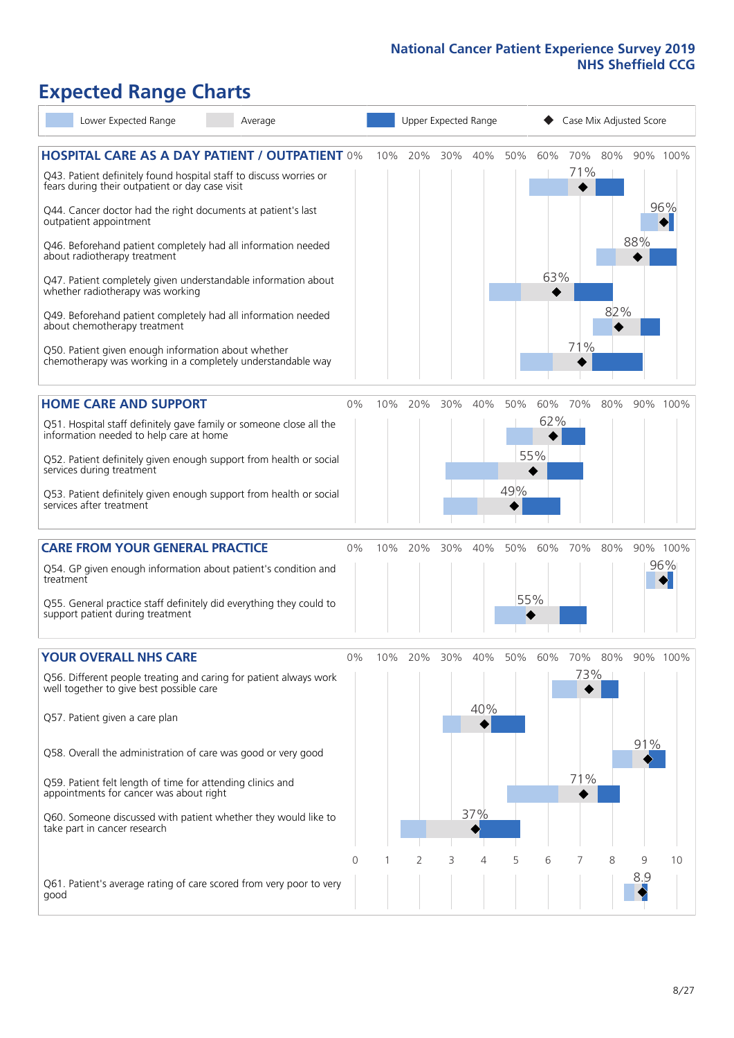# Expected Range Charts

Lower Expected Range | Average | Upper Expected Range | Case Mix Adjusted Score

## HOSPITAL CARE AS A DAY PATIENT / OUTPATIENT

| Question | Case Mix Adjusted Score |
|---|---|
| Q43. Patient definitely found hospital staff to discuss worries or fears during their outpatient or day case visit | 71% |
| Q44. Cancer doctor had the right documents at patient's last outpatient appointment | 96% |
| Q46. Beforehand patient completely had all information needed about radiotherapy treatment | 88% |
| Q47. Patient completely given understandable information about whether radiotherapy was working | 63% |
| Q49. Beforehand patient completely had all information needed about chemotherapy treatment | 82% |
| Q50. Patient given enough information about whether chemotherapy was working in a completely understandable way | 71% |

## HOME CARE AND SUPPORT

| Question | Case Mix Adjusted Score |
|---|---|
| Q51. Hospital staff definitely gave family or someone close all the information needed to help care at home | 62% |
| Q52. Patient definitely given enough support from health or social services during treatment | 55% |
| Q53. Patient definitely given enough support from health or social services after treatment | 49% |

## CARE FROM YOUR GENERAL PRACTICE

| Question | Case Mix Adjusted Score |
|---|---|
| Q54. GP given enough information about patient's condition and treatment | 96% |
| Q55. General practice staff definitely did everything they could to support patient during treatment | 55% |

## YOUR OVERALL NHS CARE

| Question | Case Mix Adjusted Score |
|---|---|
| Q56. Different people treating and caring for patient always work well together to give best possible care | 73% |
| Q57. Patient given a care plan | 40% |
| Q58. Overall the administration of care was good or very good | 91% |
| Q59. Patient felt length of time for attending clinics and appointments for cancer was about right | 71% |
| Q60. Someone discussed with patient whether they would like to take part in cancer research | 37% |
| Q61. Patient's average rating of care scored from very poor to very good | 8.9 |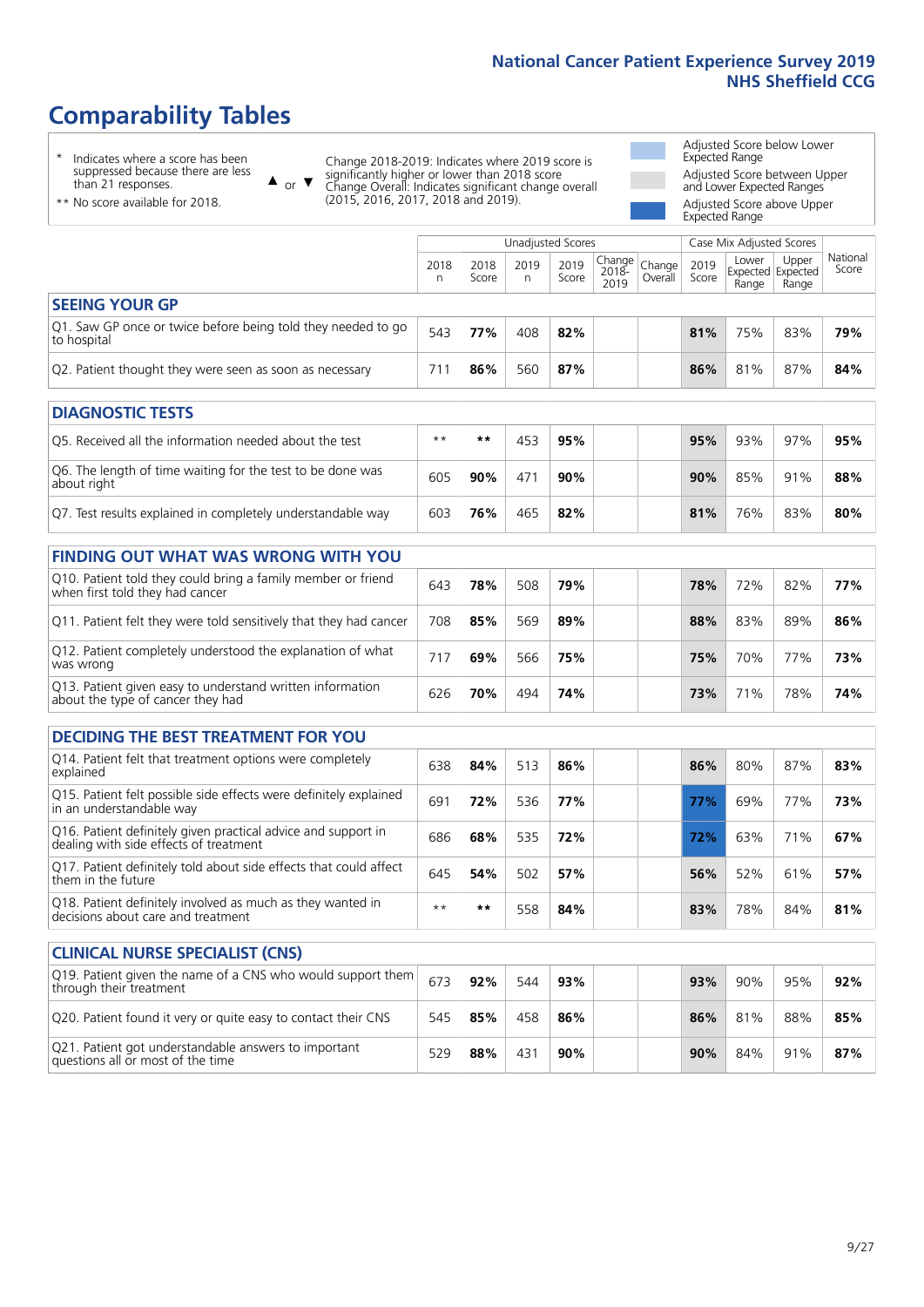# Comparability Tables

\* Indicates where a score has been suppressed because there are less than 21 responses.

** No score available for 2018.

▲ or ▼ Change 2018-2019: Indicates where 2019 score is significantly higher or lower than 2018 score
Change Overall: Indicates significant change overall (2015, 2016, 2017, 2018 and 2019).

Adjusted Score below Lower Expected Range

Adjusted Score between Upper and Lower Expected Ranges

Adjusted Score above Upper Expected Range

| | Unadjusted Scores | | | | | | Case Mix Adjusted Scores | | | |
|---|---|---|---|---|---|---|---|---|---|---|
| | 2018 n | 2018 Score | 2019 n | 2019 Score | Change 2018-2019 | Change Overall | 2019 Score | Lower Expected Range | Upper Expected Range | National Score |
| **SEEING YOUR GP** | | | | | | | | | | |
| Q1. Saw GP once or twice before being told they needed to go to hospital | 543 | **77%** | 408 | **82%** | | | **81%** | 75% | 83% | **79%** |
| Q2. Patient thought they were seen as soon as necessary | 711 | **86%** | 560 | **87%** | | | **86%** | 81% | 87% | **84%** |
| **DIAGNOSTIC TESTS** | | | | | | | | | | |
| Q5. Received all the information needed about the test | ** | ** | 453 | **95%** | | | **95%** | 93% | 97% | **95%** |
| Q6. The length of time waiting for the test to be done was about right | 605 | **90%** | 471 | **90%** | | | **90%** | 85% | 91% | **88%** |
| Q7. Test results explained in completely understandable way | 603 | **76%** | 465 | **82%** | | | **81%** | 76% | 83% | **80%** |
| **FINDING OUT WHAT WAS WRONG WITH YOU** | | | | | | | | | | |
| Q10. Patient told they could bring a family member or friend when first told they had cancer | 643 | **78%** | 508 | **79%** | | | **78%** | 72% | 82% | **77%** |
| Q11. Patient felt they were told sensitively that they had cancer | 708 | **85%** | 569 | **89%** | | | **88%** | 83% | 89% | **86%** |
| Q12. Patient completely understood the explanation of what was wrong | 717 | **69%** | 566 | **75%** | | | **75%** | 70% | 77% | **73%** |
| Q13. Patient given easy to understand written information about the type of cancer they had | 626 | **70%** | 494 | **74%** | | | **73%** | 71% | 78% | **74%** |
| **DECIDING THE BEST TREATMENT FOR YOU** | | | | | | | | | | |
| Q14. Patient felt that treatment options were completely explained | 638 | **84%** | 513 | **86%** | | | **86%** | 80% | 87% | **83%** |
| Q15. Patient felt possible side effects were definitely explained in an understandable way | 691 | **72%** | 536 | **77%** | | | **77%** | 69% | 77% | **73%** |
| Q16. Patient definitely given practical advice and support in dealing with side effects of treatment | 686 | **68%** | 535 | **72%** | | | **72%** | 63% | 71% | **67%** |
| Q17. Patient definitely told about side effects that could affect them in the future | 645 | **54%** | 502 | **57%** | | | **56%** | 52% | 61% | **57%** |
| Q18. Patient definitely involved as much as they wanted in decisions about care and treatment | ** | ** | 558 | **84%** | | | **83%** | 78% | 84% | **81%** |
| **CLINICAL NURSE SPECIALIST (CNS)** | | | | | | | | | | |
| Q19. Patient given the name of a CNS who would support them through their treatment | 673 | **92%** | 544 | **93%** | | | **93%** | 90% | 95% | **92%** |
| Q20. Patient found it very or quite easy to contact their CNS | 545 | **85%** | 458 | **86%** | | | **86%** | 81% | 88% | **85%** |
| Q21. Patient got understandable answers to important questions all or most of the time | 529 | **88%** | 431 | **90%** | | | **90%** | 84% | 91% | **87%** |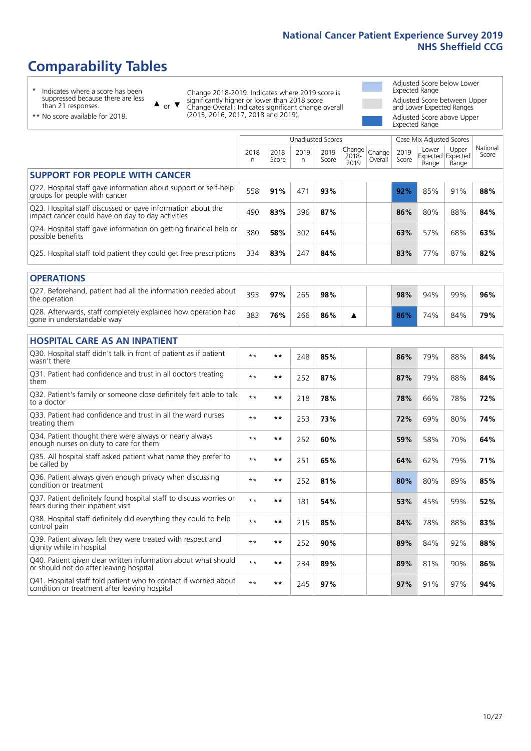# Comparability Tables

\* Indicates where a score has been suppressed because there are less than 21 responses.

\*\* No score available for 2018.

▲ or ▼ Change 2018-2019: Indicates where 2019 score is significantly higher or lower than 2018 score
Change Overall: Indicates significant change overall (2015, 2016, 2017, 2018 and 2019).

Adjusted Score below Lower Expected Range

Adjusted Score between Upper and Lower Expected Ranges

Adjusted Score above Upper Expected Range

| | Unadjusted Scores | | | | | | Case Mix Adjusted Scores | | | |
|---|---|---|---|---|---|---|---|---|---|---|
| | 2018 n | 2018 Score | 2019 n | 2019 Score | Change 2018-2019 | Change Overall | 2019 Score | Lower Expected Range | Upper Expected Range | National Score |
| **SUPPORT FOR PEOPLE WITH CANCER** | | | | | | | | | | |
| Q22. Hospital staff gave information about support or self-help groups for people with cancer | 558 | 91% | 471 | 93% | | | 92% | 85% | 91% | 88% |
| Q23. Hospital staff discussed or gave information about the impact cancer could have on day to day activities | 490 | 83% | 396 | 87% | | | 86% | 80% | 88% | 84% |
| Q24. Hospital staff gave information on getting financial help or possible benefits | 380 | 58% | 302 | 64% | | | 63% | 57% | 68% | 63% |
| Q25. Hospital staff told patient they could get free prescriptions | 334 | 83% | 247 | 84% | | | 83% | 77% | 87% | 82% |
| **OPERATIONS** | | | | | | | | | | |
| Q27. Beforehand, patient had all the information needed about the operation | 393 | 97% | 265 | 98% | | | 98% | 94% | 99% | 96% |
| Q28. Afterwards, staff completely explained how operation had gone in understandable way | 383 | 76% | 266 | 86% | ▲ | | 86% | 74% | 84% | 79% |
| **HOSPITAL CARE AS AN INPATIENT** | | | | | | | | | | |
| Q30. Hospital staff didn't talk in front of patient as if patient wasn't there | ** | ** | 248 | 85% | | | 86% | 79% | 88% | 84% |
| Q31. Patient had confidence and trust in all doctors treating them | ** | ** | 252 | 87% | | | 87% | 79% | 88% | 84% |
| Q32. Patient's family or someone close definitely felt able to talk to a doctor | ** | ** | 218 | 78% | | | 78% | 66% | 78% | 72% |
| Q33. Patient had confidence and trust in all the ward nurses treating them | ** | ** | 253 | 73% | | | 72% | 69% | 80% | 74% |
| Q34. Patient thought there were always or nearly always enough nurses on duty to care for them | ** | ** | 252 | 60% | | | 59% | 58% | 70% | 64% |
| Q35. All hospital staff asked patient what name they prefer to be called by | ** | ** | 251 | 65% | | | 64% | 62% | 79% | 71% |
| Q36. Patient always given enough privacy when discussing condition or treatment | ** | ** | 252 | 81% | | | 80% | 80% | 89% | 85% |
| Q37. Patient definitely found hospital staff to discuss worries or fears during their inpatient visit | ** | ** | 181 | 54% | | | 53% | 45% | 59% | 52% |
| Q38. Hospital staff definitely did everything they could to help control pain | ** | ** | 215 | 85% | | | 84% | 78% | 88% | 83% |
| Q39. Patient always felt they were treated with respect and dignity while in hospital | ** | ** | 252 | 90% | | | 89% | 84% | 92% | 88% |
| Q40. Patient given clear written information about what should or should not do after leaving hospital | ** | ** | 234 | 89% | | | 89% | 81% | 90% | 86% |
| Q41. Hospital staff told patient who to contact if worried about condition or treatment after leaving hospital | ** | ** | 245 | 97% | | | 97% | 91% | 97% | 94% |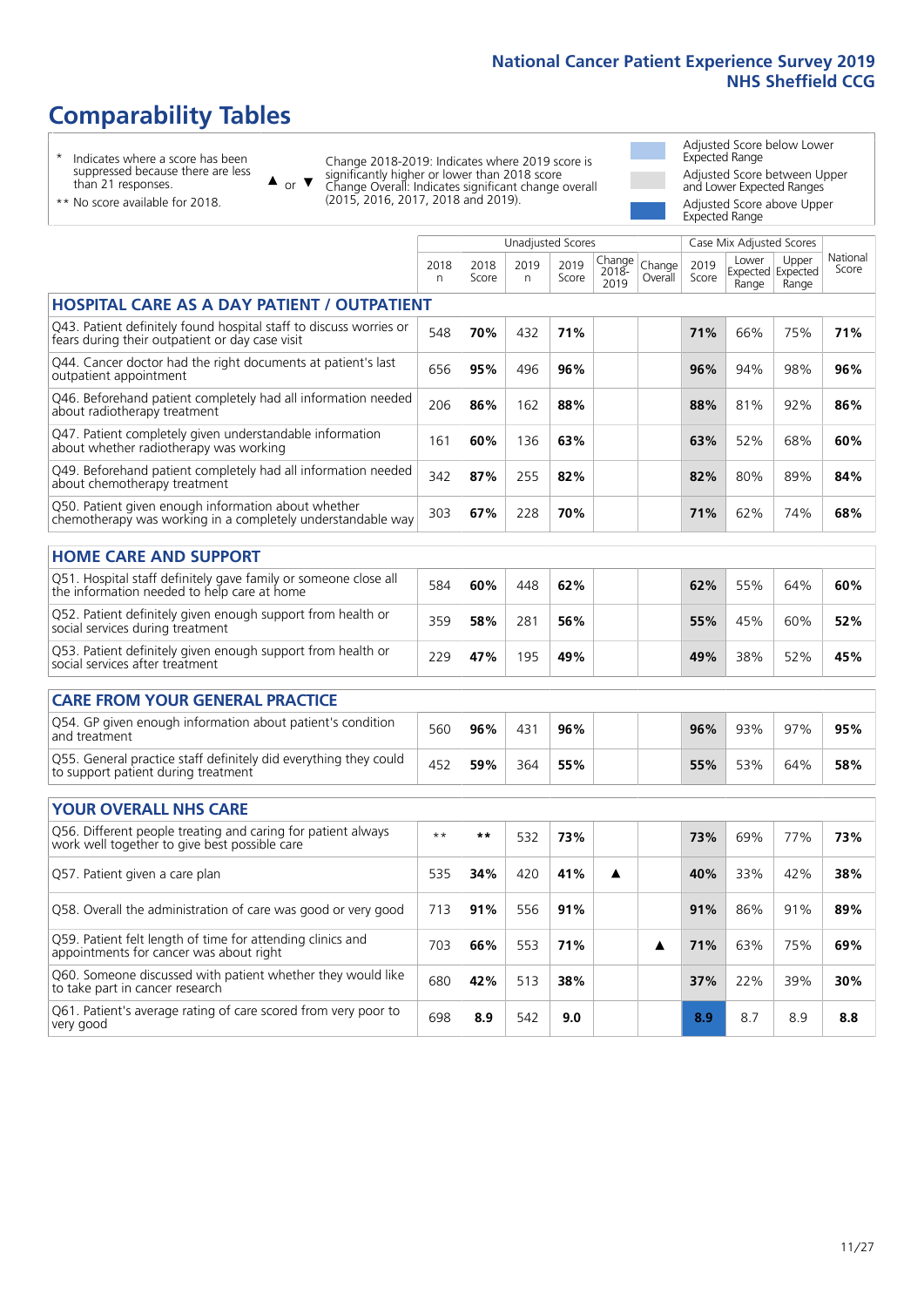# Comparability Tables

\* Indicates where a score has been suppressed because there are less than 21 responses.

\*\* No score available for 2018.

▲ or ▼ Change 2018-2019: Indicates where 2019 score is significantly higher or lower than 2018 score. Change Overall: Indicates significant change overall (2015, 2016, 2017, 2018 and 2019).

Adjusted Score below Lower Expected Range

Adjusted Score between Upper and Lower Expected Ranges

Adjusted Score above Upper Expected Range

| | Unadjusted Scores | | | | | | Case Mix Adjusted Scores | | | |
|---|---|---|---|---|---|---|---|---|---|---|
| | 2018 n | 2018 Score | 2019 n | 2019 Score | Change 2018-2019 | Change Overall | 2019 Score | Lower Expected Range | Upper Expected Range | National Score |
| **HOSPITAL CARE AS A DAY PATIENT / OUTPATIENT** | | | | | | | | | | |
| Q43. Patient definitely found hospital staff to discuss worries or fears during their outpatient or day case visit | 548 | **70%** | 432 | **71%** | | | **71%** | 66% | 75% | **71%** |
| Q44. Cancer doctor had the right documents at patient's last outpatient appointment | 656 | **95%** | 496 | **96%** | | | **96%** | 94% | 98% | **96%** |
| Q46. Beforehand patient completely had all information needed about radiotherapy treatment | 206 | **86%** | 162 | **88%** | | | **88%** | 81% | 92% | **86%** |
| Q47. Patient completely given understandable information about whether radiotherapy was working | 161 | **60%** | 136 | **63%** | | | **63%** | 52% | 68% | **60%** |
| Q49. Beforehand patient completely had all information needed about chemotherapy treatment | 342 | **87%** | 255 | **82%** | | | **82%** | 80% | 89% | **84%** |
| Q50. Patient given enough information about whether chemotherapy was working in a completely understandable way | 303 | **67%** | 228 | **70%** | | | **71%** | 62% | 74% | **68%** |
| **HOME CARE AND SUPPORT** | | | | | | | | | | |
| Q51. Hospital staff definitely gave family or someone close all the information needed to help care at home | 584 | **60%** | 448 | **62%** | | | **62%** | 55% | 64% | **60%** |
| Q52. Patient definitely given enough support from health or social services during treatment | 359 | **58%** | 281 | **56%** | | | **55%** | 45% | 60% | **52%** |
| Q53. Patient definitely given enough support from health or social services after treatment | 229 | **47%** | 195 | **49%** | | | **49%** | 38% | 52% | **45%** |
| **CARE FROM YOUR GENERAL PRACTICE** | | | | | | | | | | |
| Q54. GP given enough information about patient's condition and treatment | 560 | **96%** | 431 | **96%** | | | **96%** | 93% | 97% | **95%** |
| Q55. General practice staff definitely did everything they could to support patient during treatment | 452 | **59%** | 364 | **55%** | | | **55%** | 53% | 64% | **58%** |
| **YOUR OVERALL NHS CARE** | | | | | | | | | | |
| Q56. Different people treating and caring for patient always work well together to give best possible care | ** | ** | 532 | **73%** | | | **73%** | 69% | 77% | **73%** |
| Q57. Patient given a care plan | 535 | **34%** | 420 | **41%** | ▲ | | **40%** | 33% | 42% | **38%** |
| Q58. Overall the administration of care was good or very good | 713 | **91%** | 556 | **91%** | | | **91%** | 86% | 91% | **89%** |
| Q59. Patient felt length of time for attending clinics and appointments for cancer was about right | 703 | **66%** | 553 | **71%** | | ▲ | **71%** | 63% | 75% | **69%** |
| Q60. Someone discussed with patient whether they would like to take part in cancer research | 680 | **42%** | 513 | **38%** | | | **37%** | 22% | 39% | **30%** |
| Q61. Patient's average rating of care scored from very poor to very good | 698 | **8.9** | 542 | **9.0** | | | **8.9** | 8.7 | 8.9 | **8.8** |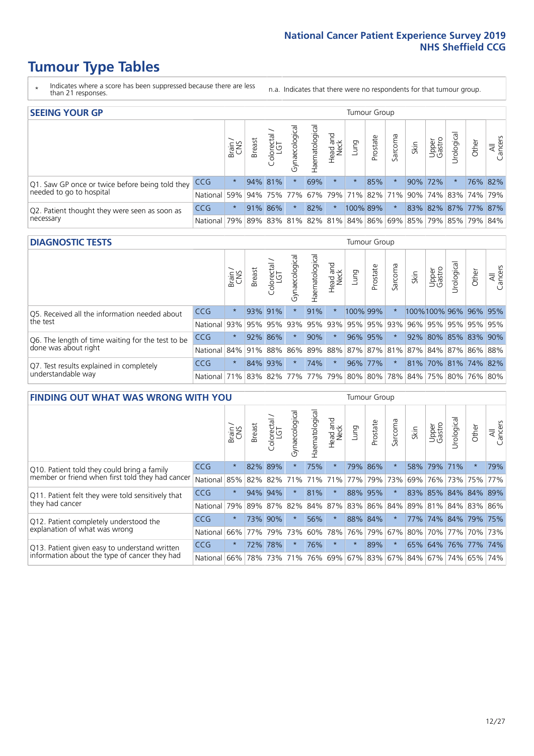# Tumour Type Tables

\* Indicates where a score has been suppressed because there are less than 21 responses.

n.a. Indicates that there were no respondents for that tumour group.

## SEEING YOUR GP

| | | Brain / CNS | Breast | Colorectal / LGT | Gynaecological | Haematological | Head and Neck | Lung | Prostate | Sarcoma | Skin | Upper Gastro | Urological | Other | All Cancers |
|---|---|---|---|---|---|---|---|---|---|---|---|---|---|---|---|
| Q1. Saw GP once or twice before being told they needed to go to hospital | CCG | * | 94% | 81% | * | 69% | * | * | 85% | * | 90% | 72% | * | 76% | 82% |
| | National | 59% | 94% | 75% | 77% | 67% | 79% | 71% | 82% | 71% | 90% | 74% | 83% | 74% | 79% |
| Q2. Patient thought they were seen as soon as necessary | CCG | * | 91% | 86% | * | 82% | * | 100% | 89% | * | 83% | 82% | 87% | 77% | 87% |
| | National | 79% | 89% | 83% | 81% | 82% | 81% | 84% | 86% | 69% | 85% | 79% | 85% | 79% | 84% |

## DIAGNOSTIC TESTS

| | | Brain / CNS | Breast | Colorectal / LGT | Gynaecological | Haematological | Head and Neck | Lung | Prostate | Sarcoma | Skin | Upper Gastro | Urological | Other | All Cancers |
|---|---|---|---|---|---|---|---|---|---|---|---|---|---|---|---|
| Q5. Received all the information needed about the test | CCG | * | 93% | 91% | * | 91% | * | 100% | 99% | * | 100% | 100% | 96% | 96% | 95% |
| | National | 93% | 95% | 95% | 93% | 95% | 93% | 95% | 95% | 93% | 96% | 95% | 95% | 95% | 95% |
| Q6. The length of time waiting for the test to be done was about right | CCG | * | 92% | 86% | * | 90% | * | 96% | 95% | * | 92% | 80% | 85% | 83% | 90% |
| | National | 84% | 91% | 88% | 86% | 89% | 88% | 87% | 87% | 81% | 87% | 84% | 87% | 86% | 88% |
| Q7. Test results explained in completely understandable way | CCG | * | 84% | 93% | * | 74% | * | 96% | 77% | * | 81% | 70% | 81% | 74% | 82% |
| | National | 71% | 83% | 82% | 77% | 77% | 79% | 80% | 80% | 78% | 84% | 75% | 80% | 76% | 80% |

## FINDING OUT WHAT WAS WRONG WITH YOU

| | | Brain / CNS | Breast | Colorectal / LGT | Gynaecological | Haematological | Head and Neck | Lung | Prostate | Sarcoma | Skin | Upper Gastro | Urological | Other | All Cancers |
|---|---|---|---|---|---|---|---|---|---|---|---|---|---|---|---|
| Q10. Patient told they could bring a family member or friend when first told they had cancer | CCG | * | 82% | 89% | * | 75% | * | 79% | 86% | * | 58% | 79% | 71% | * | 79% |
| | National | 85% | 82% | 82% | 71% | 71% | 71% | 77% | 79% | 73% | 69% | 76% | 73% | 75% | 77% |
| Q11. Patient felt they were told sensitively that they had cancer | CCG | * | 94% | 94% | * | 81% | * | 88% | 95% | * | 83% | 85% | 84% | 84% | 89% |
| | National | 79% | 89% | 87% | 82% | 84% | 87% | 83% | 86% | 84% | 89% | 81% | 84% | 83% | 86% |
| Q12. Patient completely understood the explanation of what was wrong | CCG | * | 73% | 90% | * | 56% | * | 88% | 84% | * | 77% | 74% | 84% | 79% | 75% |
| | National | 66% | 77% | 79% | 73% | 60% | 78% | 76% | 79% | 67% | 80% | 70% | 77% | 70% | 73% |
| Q13. Patient given easy to understand written information about the type of cancer they had | CCG | * | 72% | 78% | * | 76% | * | * | 89% | * | 65% | 64% | 76% | 77% | 74% |
| | National | 66% | 78% | 73% | 71% | 76% | 69% | 67% | 83% | 67% | 84% | 67% | 74% | 65% | 74% |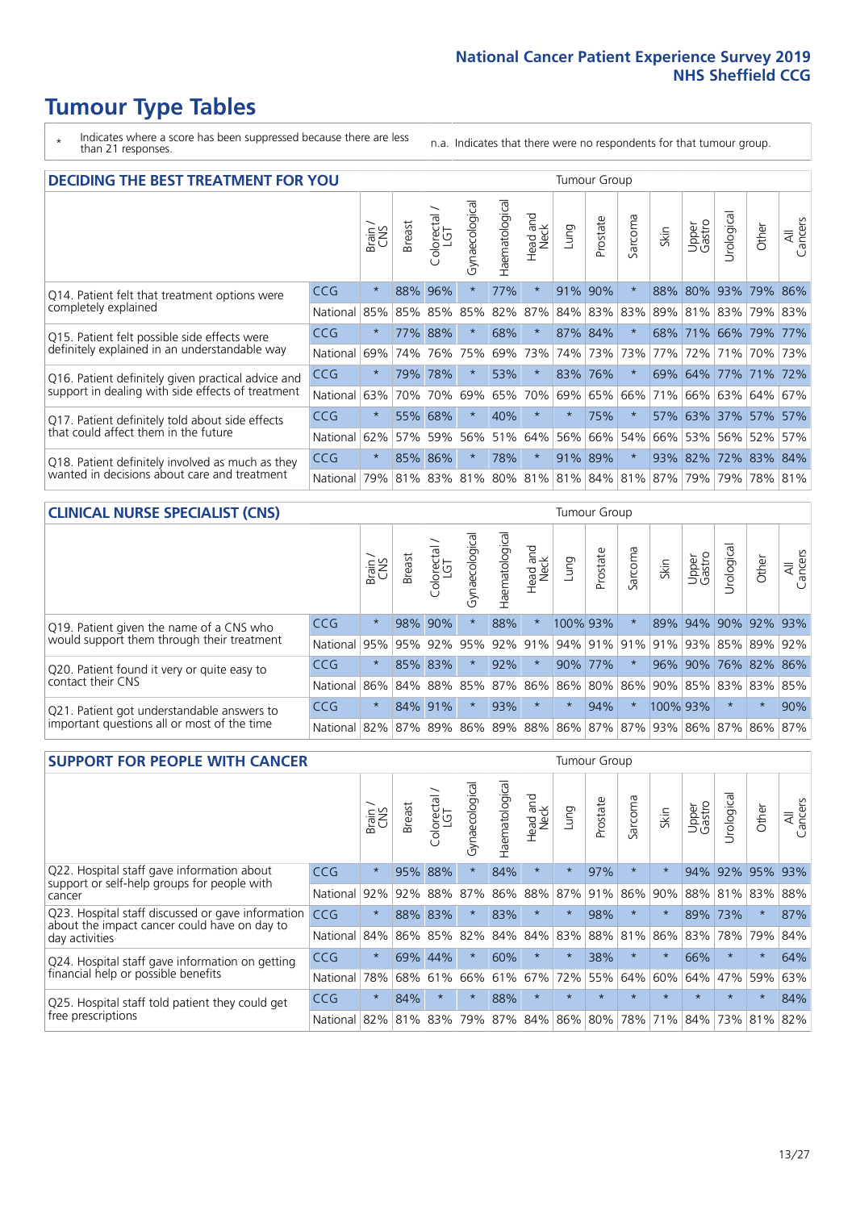# Tumour Type Tables

\* Indicates where a score has been suppressed because there are less than 21 responses.

n.a. Indicates that there were no respondents for that tumour group.

## DECIDING THE BEST TREATMENT FOR YOU

| | | Brain / CNS | Breast | Colorectal / LGT | Gynaecological | Haematological | Head and Neck | Lung | Prostate | Sarcoma | Skin | Upper Gastro | Urological | Other | All Cancers |
|---|---|---|---|---|---|---|---|---|---|---|---|---|---|---|---|
| Q14. Patient felt that treatment options were completely explained | CCG | * | 88% | 96% | * | 77% | * | 91% | 90% | * | 88% | 80% | 93% | 79% | 86% |
| | National | 85% | 85% | 85% | 85% | 82% | 87% | 84% | 83% | 83% | 89% | 81% | 83% | 79% | 83% |
| Q15. Patient felt possible side effects were definitely explained in an understandable way | CCG | * | 77% | 88% | * | 68% | * | 87% | 84% | * | 68% | 71% | 66% | 79% | 77% |
| | National | 69% | 74% | 76% | 75% | 69% | 73% | 74% | 73% | 73% | 77% | 72% | 71% | 70% | 73% |
| Q16. Patient definitely given practical advice and support in dealing with side effects of treatment | CCG | * | 79% | 78% | * | 53% | * | 83% | 76% | * | 69% | 64% | 77% | 71% | 72% |
| | National | 63% | 70% | 70% | 69% | 65% | 70% | 69% | 65% | 66% | 71% | 66% | 63% | 64% | 67% |
| Q17. Patient definitely told about side effects that could affect them in the future | CCG | * | 55% | 68% | * | 40% | * | * | 75% | * | 57% | 63% | 37% | 57% | 57% |
| | National | 62% | 57% | 59% | 56% | 51% | 64% | 56% | 66% | 54% | 66% | 53% | 56% | 52% | 57% |
| Q18. Patient definitely involved as much as they wanted in decisions about care and treatment | CCG | * | 85% | 86% | * | 78% | * | 91% | 89% | * | 93% | 82% | 72% | 83% | 84% |
| | National | 79% | 81% | 83% | 81% | 80% | 81% | 81% | 84% | 81% | 87% | 79% | 79% | 78% | 81% |

## CLINICAL NURSE SPECIALIST (CNS)

| | | Brain / CNS | Breast | Colorectal / LGT | Gynaecological | Haematological | Head and Neck | Lung | Prostate | Sarcoma | Skin | Upper Gastro | Urological | Other | All Cancers |
|---|---|---|---|---|---|---|---|---|---|---|---|---|---|---|---|
| Q19. Patient given the name of a CNS who would support them through their treatment | CCG | * | 98% | 90% | * | 88% | * | 100% | 93% | * | 89% | 94% | 90% | 92% | 93% |
| | National | 95% | 95% | 92% | 95% | 92% | 91% | 94% | 91% | 91% | 91% | 93% | 85% | 89% | 92% |
| Q20. Patient found it very or quite easy to contact their CNS | CCG | * | 85% | 83% | * | 92% | * | 90% | 77% | * | 96% | 90% | 76% | 82% | 86% |
| | National | 86% | 84% | 88% | 85% | 87% | 86% | 86% | 80% | 86% | 90% | 85% | 83% | 83% | 85% |
| Q21. Patient got understandable answers to important questions all or most of the time | CCG | * | 84% | 91% | * | 93% | * | * | 94% | * | 100% | 93% | * | * | 90% |
| | National | 82% | 87% | 89% | 86% | 89% | 88% | 86% | 87% | 87% | 93% | 86% | 87% | 86% | 87% |

## SUPPORT FOR PEOPLE WITH CANCER

| | | Brain / CNS | Breast | Colorectal / LGT | Gynaecological | Haematological | Head and Neck | Lung | Prostate | Sarcoma | Skin | Upper Gastro | Urological | Other | All Cancers |
|---|---|---|---|---|---|---|---|---|---|---|---|---|---|---|---|
| Q22. Hospital staff gave information about support or self-help groups for people with cancer | CCG | * | 95% | 88% | * | 84% | * | * | 97% | * | * | 94% | 92% | 95% | 93% |
| | National | 92% | 92% | 88% | 87% | 86% | 88% | 87% | 91% | 86% | 90% | 88% | 81% | 83% | 88% |
| Q23. Hospital staff discussed or gave information about the impact cancer could have on day to day activities | CCG | * | 88% | 83% | * | 83% | * | * | 98% | * | * | 89% | 73% | * | 87% |
| | National | 84% | 86% | 85% | 82% | 84% | 84% | 83% | 88% | 81% | 86% | 83% | 78% | 79% | 84% |
| Q24. Hospital staff gave information on getting financial help or possible benefits | CCG | * | 69% | 44% | * | 60% | * | * | 38% | * | * | 66% | * | * | 64% |
| | National | 78% | 68% | 61% | 66% | 61% | 67% | 72% | 55% | 64% | 60% | 64% | 47% | 59% | 63% |
| Q25. Hospital staff told patient they could get free prescriptions | CCG | * | 84% | * | * | 88% | * | * | * | * | * | * | * | * | 84% |
| | National | 82% | 81% | 83% | 79% | 87% | 84% | 86% | 80% | 78% | 71% | 84% | 73% | 81% | 82% |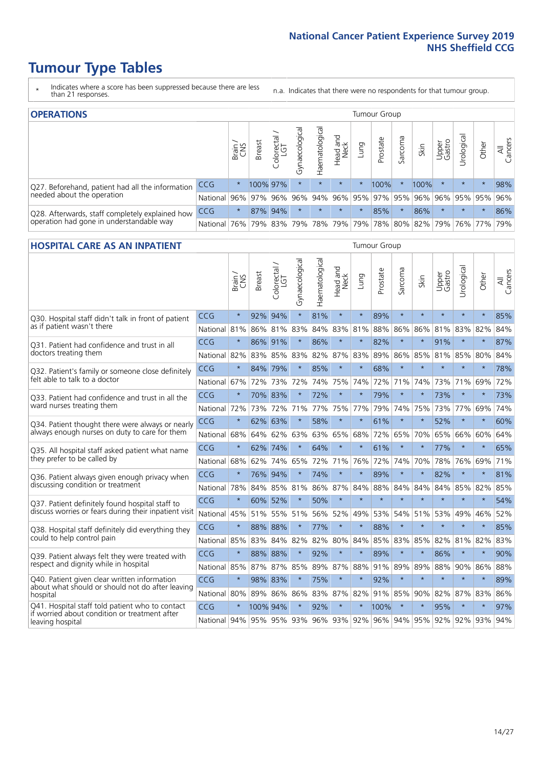# Tumour Type Tables

\* Indicates where a score has been suppressed because there are less than 21 responses.

n.a. Indicates that there were no respondents for that tumour group.

## OPERATIONS

| | | Brain / CNS | Breast | Colorectal / LGT | Gynaecological | Haematological | Head and Neck | Lung | Prostate | Sarcoma | Skin | Upper Gastro | Urological | Other | All Cancers |
|---|---|---|---|---|---|---|---|---|---|---|---|---|---|---|---|
| Q27. Beforehand, patient had all the information needed about the operation | CCG | * | 100% | 97% | * | * | * | * | 100% | * | 100% | * | * | * | 98% |
| | National | 96% | 97% | 96% | 96% | 94% | 96% | 95% | 97% | 95% | 96% | 96% | 95% | 95% | 96% |
| Q28. Afterwards, staff completely explained how operation had gone in understandable way | CCG | * | 87% | 94% | * | * | * | * | 85% | * | 86% | * | * | * | 86% |
| | National | 76% | 79% | 83% | 79% | 78% | 79% | 79% | 78% | 80% | 82% | 79% | 76% | 77% | 79% |

## HOSPITAL CARE AS AN INPATIENT

| | | Brain / CNS | Breast | Colorectal / LGT | Gynaecological | Haematological | Head and Neck | Lung | Prostate | Sarcoma | Skin | Upper Gastro | Urological | Other | All Cancers |
|---|---|---|---|---|---|---|---|---|---|---|---|---|---|---|---|
| Q30. Hospital staff didn't talk in front of patient as if patient wasn't there | CCG | * | 92% | 94% | * | 81% | * | * | 89% | * | * | * | * | * | 85% |
| | National | 81% | 86% | 81% | 83% | 84% | 83% | 81% | 88% | 86% | 86% | 81% | 83% | 82% | 84% |
| Q31. Patient had confidence and trust in all doctors treating them | CCG | * | 86% | 91% | * | 86% | * | * | 82% | * | * | 91% | * | * | 87% |
| | National | 82% | 83% | 85% | 83% | 82% | 87% | 83% | 89% | 86% | 85% | 81% | 85% | 80% | 84% |
| Q32. Patient's family or someone close definitely felt able to talk to a doctor | CCG | * | 84% | 79% | * | 85% | * | * | 68% | * | * | * | * | * | 78% |
| | National | 67% | 72% | 73% | 72% | 74% | 75% | 74% | 72% | 71% | 74% | 73% | 71% | 69% | 72% |
| Q33. Patient had confidence and trust in all the ward nurses treating them | CCG | * | 70% | 83% | * | 72% | * | * | 79% | * | * | 73% | * | * | 73% |
| | National | 72% | 73% | 72% | 71% | 77% | 75% | 77% | 79% | 74% | 75% | 73% | 77% | 69% | 74% |
| Q34. Patient thought there were always or nearly always enough nurses on duty to care for them | CCG | * | 62% | 63% | * | 58% | * | * | 61% | * | * | 52% | * | * | 60% |
| | National | 68% | 64% | 62% | 63% | 63% | 65% | 68% | 72% | 65% | 70% | 65% | 66% | 60% | 64% |
| Q35. All hospital staff asked patient what name they prefer to be called by | CCG | * | 62% | 74% | * | 64% | * | * | 61% | * | * | 77% | * | * | 65% |
| | National | 68% | 62% | 74% | 65% | 72% | 71% | 76% | 72% | 74% | 70% | 78% | 76% | 69% | 71% |
| Q36. Patient always given enough privacy when discussing condition or treatment | CCG | * | 76% | 94% | * | 74% | * | * | 89% | * | * | 82% | * | * | 81% |
| | National | 78% | 84% | 85% | 81% | 86% | 87% | 84% | 88% | 84% | 84% | 84% | 85% | 82% | 85% |
| Q37. Patient definitely found hospital staff to discuss worries or fears during their inpatient visit | CCG | * | 60% | 52% | * | 50% | * | * | * | * | * | * | * | * | 54% |
| | National | 45% | 51% | 55% | 51% | 56% | 52% | 49% | 53% | 54% | 51% | 53% | 49% | 46% | 52% |
| Q38. Hospital staff definitely did everything they could to help control pain | CCG | * | 88% | 88% | * | 77% | * | * | 88% | * | * | * | * | * | 85% |
| | National | 85% | 83% | 84% | 82% | 82% | 80% | 84% | 85% | 83% | 85% | 82% | 81% | 82% | 83% |
| Q39. Patient always felt they were treated with respect and dignity while in hospital | CCG | * | 88% | 88% | * | 92% | * | * | 89% | * | * | 86% | * | * | 90% |
| | National | 85% | 87% | 87% | 85% | 89% | 87% | 88% | 91% | 89% | 89% | 88% | 90% | 86% | 88% |
| Q40. Patient given clear written information about what should or should not do after leaving hospital | CCG | * | 98% | 83% | * | 75% | * | * | 92% | * | * | * | * | * | 89% |
| | National | 80% | 89% | 86% | 86% | 83% | 87% | 82% | 91% | 85% | 90% | 82% | 87% | 83% | 86% |
| Q41. Hospital staff told patient who to contact if worried about condition or treatment after leaving hospital | CCG | * | 100% | 94% | * | 92% | * | * | 100% | * | * | 95% | * | * | 97% |
| | National | 94% | 95% | 95% | 93% | 96% | 93% | 92% | 96% | 94% | 95% | 92% | 92% | 93% | 94% |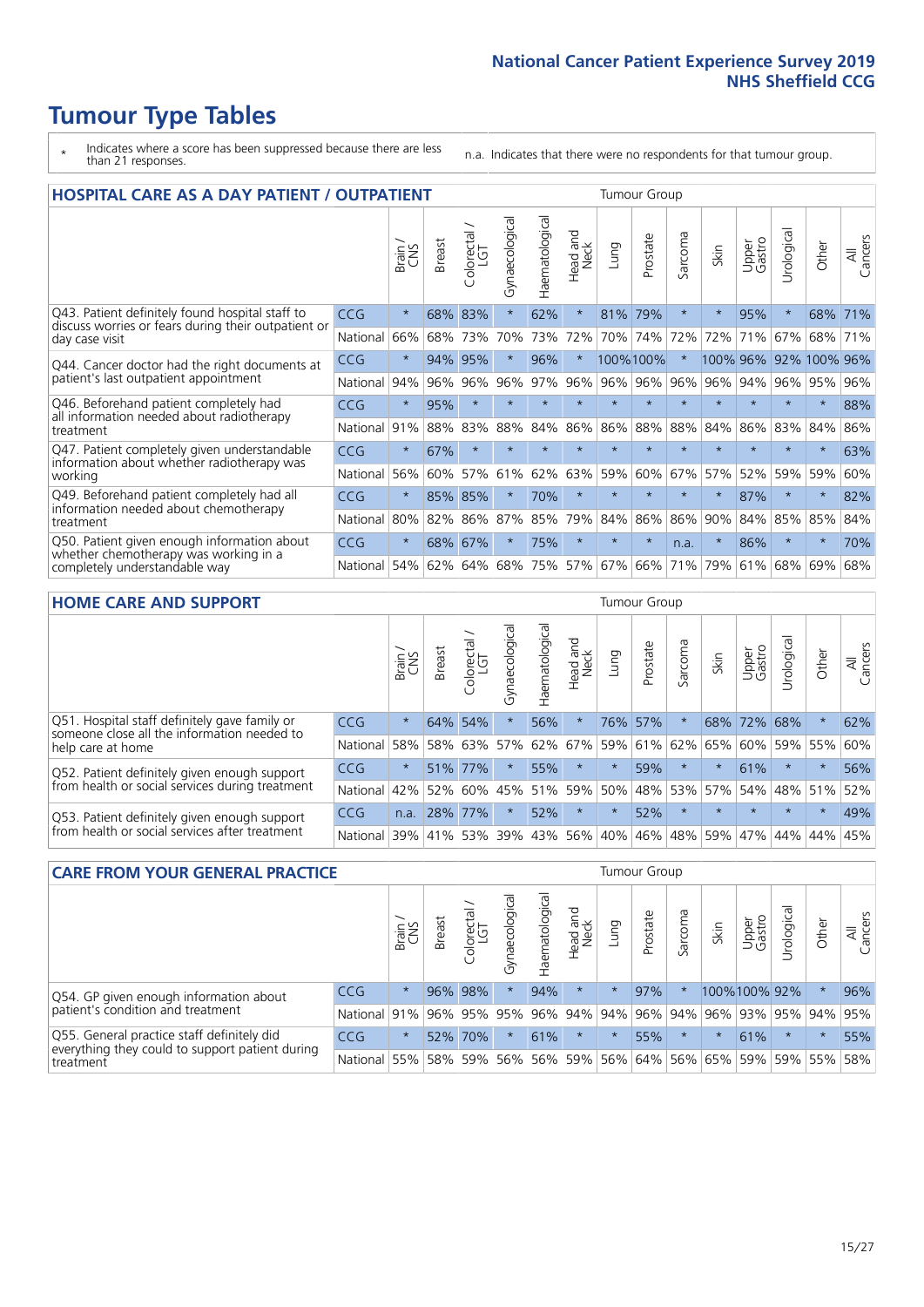# Tumour Type Tables

\* Indicates where a score has been suppressed because there are less than 21 responses.

n.a. Indicates that there were no respondents for that tumour group.

## HOSPITAL CARE AS A DAY PATIENT / OUTPATIENT

| | | Brain / CNS | Breast | Colorectal / LGT | Gynaecological | Haematological | Head and Neck | Lung | Prostate | Sarcoma | Skin | Upper Gastro | Urological | Other | All Cancers |
|---|---|---|---|---|---|---|---|---|---|---|---|---|---|---|---|
| Q43. Patient definitely found hospital staff to discuss worries or fears during their outpatient or day case visit | CCG | * | 68% | 83% | * | 62% | * | 81% | 79% | * | * | 95% | * | 68% | 71% |
| | National | 66% | 68% | 73% | 70% | 73% | 72% | 70% | 74% | 72% | 72% | 71% | 67% | 68% | 71% |
| Q44. Cancer doctor had the right documents at patient's last outpatient appointment | CCG | * | 94% | 95% | * | 96% | * | 100% | 100% | * | 100% | 96% | 92% | 100% | 96% |
| | National | 94% | 96% | 96% | 96% | 97% | 96% | 96% | 96% | 96% | 96% | 94% | 96% | 95% | 96% |
| Q46. Beforehand patient completely had all information needed about radiotherapy treatment | CCG | * | 95% | * | * | * | * | * | * | * | * | * | * | * | 88% |
| | National | 91% | 88% | 83% | 88% | 84% | 86% | 86% | 88% | 88% | 84% | 86% | 83% | 84% | 86% |
| Q47. Patient completely given understandable information about whether radiotherapy was working | CCG | * | 67% | * | * | * | * | * | * | * | * | * | * | * | 63% |
| | National | 56% | 60% | 57% | 61% | 62% | 63% | 59% | 60% | 67% | 57% | 52% | 59% | 59% | 60% |
| Q49. Beforehand patient completely had all information needed about chemotherapy treatment | CCG | * | 85% | 85% | * | 70% | * | * | * | * | * | 87% | * | * | 82% |
| | National | 80% | 82% | 86% | 87% | 85% | 79% | 84% | 86% | 86% | 90% | 84% | 85% | 85% | 84% |
| Q50. Patient given enough information about whether chemotherapy was working in a completely understandable way | CCG | * | 68% | 67% | * | 75% | * | * | * | n.a. | * | 86% | * | * | 70% |
| | National | 54% | 62% | 64% | 68% | 75% | 57% | 67% | 66% | 71% | 79% | 61% | 68% | 69% | 68% |

## HOME CARE AND SUPPORT

| | | Brain / CNS | Breast | Colorectal / LGT | Gynaecological | Haematological | Head and Neck | Lung | Prostate | Sarcoma | Skin | Upper Gastro | Urological | Other | All Cancers |
|---|---|---|---|---|---|---|---|---|---|---|---|---|---|---|---|
| Q51. Hospital staff definitely gave family or someone close all the information needed to help care at home | CCG | * | 64% | 54% | * | 56% | * | 76% | 57% | * | 68% | 72% | 68% | * | 62% |
| | National | 58% | 58% | 63% | 57% | 62% | 67% | 59% | 61% | 62% | 65% | 60% | 59% | 55% | 60% |
| Q52. Patient definitely given enough support from health or social services during treatment | CCG | * | 51% | 77% | * | 55% | * | * | 59% | * | * | 61% | * | * | 56% |
| | National | 42% | 52% | 60% | 45% | 51% | 59% | 50% | 48% | 53% | 57% | 54% | 48% | 51% | 52% |
| Q53. Patient definitely given enough support from health or social services after treatment | CCG | n.a. | 28% | 77% | * | 52% | * | * | 52% | * | * | * | * | * | 49% |
| | National | 39% | 41% | 53% | 39% | 43% | 56% | 40% | 46% | 48% | 59% | 47% | 44% | 44% | 45% |

## CARE FROM YOUR GENERAL PRACTICE

| | | Brain / CNS | Breast | Colorectal / LGT | Gynaecological | Haematological | Head and Neck | Lung | Prostate | Sarcoma | Skin | Upper Gastro | Urological | Other | All Cancers |
|---|---|---|---|---|---|---|---|---|---|---|---|---|---|---|---|
| Q54. GP given enough information about patient's condition and treatment | CCG | * | 96% | 98% | * | 94% | * | * | 97% | * | 100% | 100% | 92% | * | 96% |
| | National | 91% | 96% | 95% | 95% | 96% | 94% | 94% | 96% | 94% | 96% | 93% | 95% | 94% | 95% |
| Q55. General practice staff definitely did everything they could to support patient during treatment | CCG | * | 52% | 70% | * | 61% | * | * | 55% | * | * | 61% | * | * | 55% |
| | National | 55% | 58% | 59% | 56% | 56% | 59% | 56% | 64% | 56% | 65% | 59% | 59% | 55% | 58% |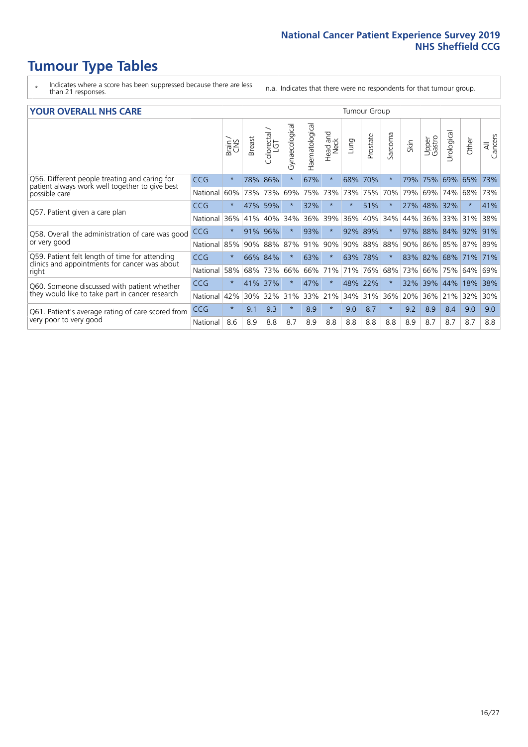# Tumour Type Tables

\* Indicates where a score has been suppressed because there are less than 21 responses.

n.a. Indicates that there were no respondents for that tumour group.

## YOUR OVERALL NHS CARE

| | | Brain / CNS | Breast | Colorectal / LGT | Gynaecological | Haematological | Head and Neck | Lung | Prostate | Sarcoma | Skin | Upper Gastro | Urological | Other | All Cancers |
|---|---|---|---|---|---|---|---|---|---|---|---|---|---|---|---|
| Q56. Different people treating and caring for patient always work well together to give best possible care | CCG | * | 78% | 86% | * | 67% | * | 68% | 70% | * | 79% | 75% | 69% | 65% | 73% |
| | National | 60% | 73% | 73% | 69% | 75% | 73% | 73% | 75% | 70% | 79% | 69% | 74% | 68% | 73% |
| Q57. Patient given a care plan | CCG | * | 47% | 59% | * | 32% | * | * | 51% | * | 27% | 48% | 32% | * | 41% |
| | National | 36% | 41% | 40% | 34% | 36% | 39% | 36% | 40% | 34% | 44% | 36% | 33% | 31% | 38% |
| Q58. Overall the administration of care was good or very good | CCG | * | 91% | 96% | * | 93% | * | 92% | 89% | * | 97% | 88% | 84% | 92% | 91% |
| | National | 85% | 90% | 88% | 87% | 91% | 90% | 90% | 88% | 88% | 90% | 86% | 85% | 87% | 89% |
| Q59. Patient felt length of time for attending clinics and appointments for cancer was about right | CCG | * | 66% | 84% | * | 63% | * | 63% | 78% | * | 83% | 82% | 68% | 71% | 71% |
| | National | 58% | 68% | 73% | 66% | 66% | 71% | 71% | 76% | 68% | 73% | 66% | 75% | 64% | 69% |
| Q60. Someone discussed with patient whether they would like to take part in cancer research | CCG | * | 41% | 37% | * | 47% | * | 48% | 22% | * | 32% | 39% | 44% | 18% | 38% |
| | National | 42% | 30% | 32% | 31% | 33% | 21% | 34% | 31% | 36% | 20% | 36% | 21% | 32% | 30% |
| Q61. Patient's average rating of care scored from very poor to very good | CCG | * | 9.1 | 9.3 | * | 8.9 | * | 9.0 | 8.7 | * | 9.2 | 8.9 | 8.4 | 9.0 | 9.0 |
| | National | 8.6 | 8.9 | 8.8 | 8.7 | 8.9 | 8.8 | 8.8 | 8.8 | 8.8 | 8.9 | 8.7 | 8.7 | 8.7 | 8.8 |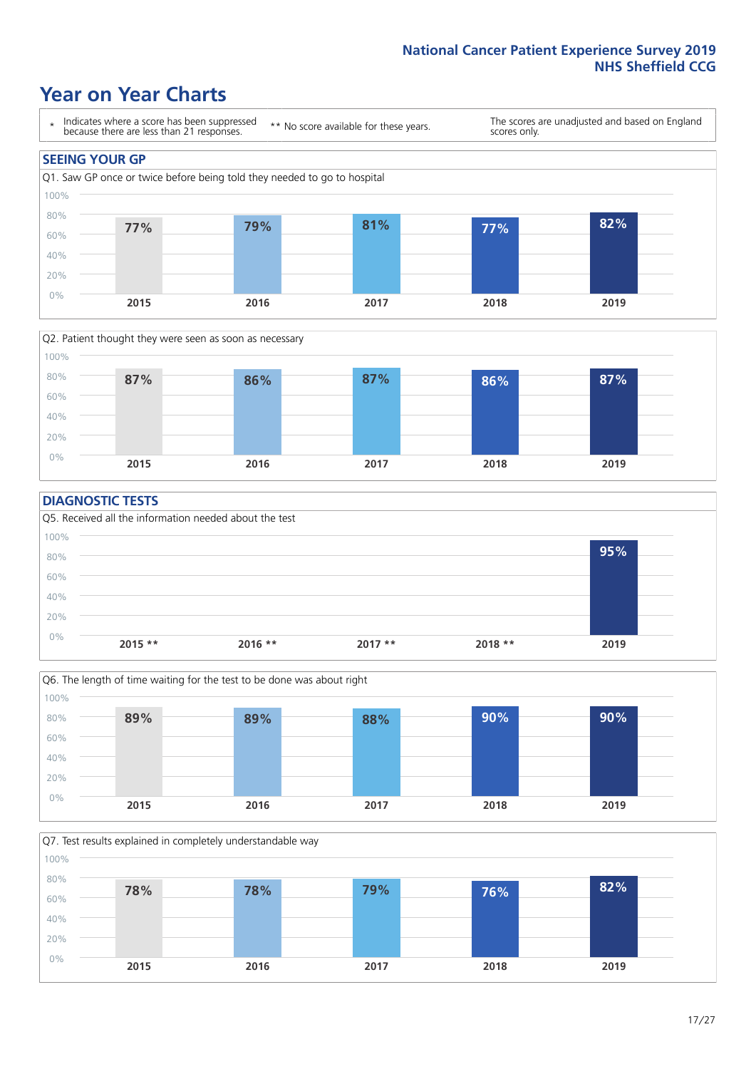# Year on Year Charts

| * Indicates where a score has been suppressed because there are less than 21 responses. | ** No score available for these years. | The scores are unadjusted and based on England scores only. |
|---|---|---|

## SEEING YOUR GP

Q1. Saw GP once or twice before being told they needed to go to hospital

| 2015 | 2016 | 2017 | 2018 | 2019 |
|---|---|---|---|---|
| 77% | 79% | 81% | 77% | 82% |

Q2. Patient thought they were seen as soon as necessary

| 2015 | 2016 | 2017 | 2018 | 2019 |
|---|---|---|---|---|
| 87% | 86% | 87% | 86% | 87% |

## DIAGNOSTIC TESTS

Q5. Received all the information needed about the test

| 2015 ** | 2016 ** | 2017 ** | 2018 ** | 2019 |
|---|---|---|---|---|
| | | | | 95% |

Q6. The length of time waiting for the test to be done was about right

| 2015 | 2016 | 2017 | 2018 | 2019 |
|---|---|---|---|---|
| 89% | 89% | 88% | 90% | 90% |

Q7. Test results explained in completely understandable way

| 2015 | 2016 | 2017 | 2018 | 2019 |
|---|---|---|---|---|
| 78% | 78% | 79% | 76% | 82% |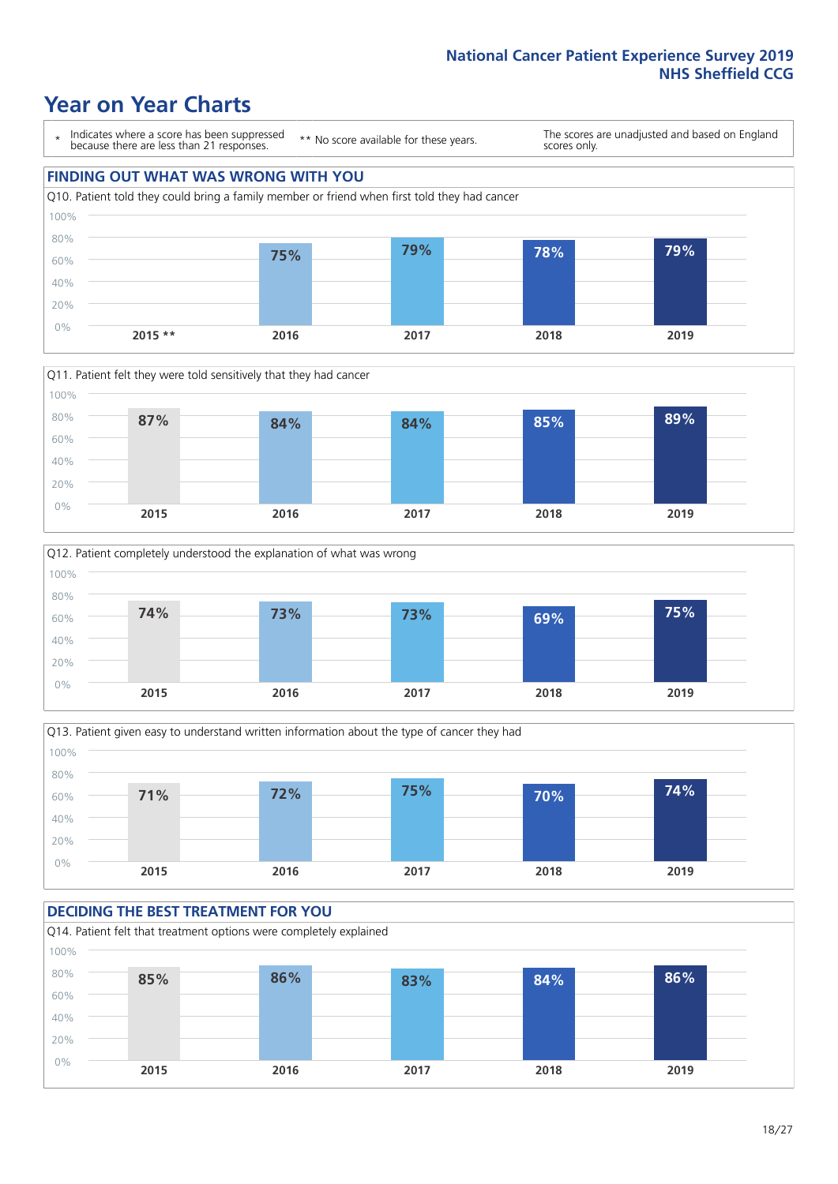# Year on Year Charts

\* Indicates where a score has been suppressed because there are less than 21 responses.

\*\* No score available for these years.

The scores are unadjusted and based on England scores only.

## FINDING OUT WHAT WAS WRONG WITH YOU

Q10. Patient told they could bring a family member or friend when first told they had cancer

| 2015 ** | 2016 | 2017 | 2018 | 2019 |
|---|---|---|---|---|
| | 75% | 79% | 78% | 79% |

Q11. Patient felt they were told sensitively that they had cancer

| 2015 | 2016 | 2017 | 2018 | 2019 |
|---|---|---|---|---|
| 87% | 84% | 84% | 85% | 89% |

Q12. Patient completely understood the explanation of what was wrong

| 2015 | 2016 | 2017 | 2018 | 2019 |
|---|---|---|---|---|
| 74% | 73% | 73% | 69% | 75% |

Q13. Patient given easy to understand written information about the type of cancer they had

| 2015 | 2016 | 2017 | 2018 | 2019 |
|---|---|---|---|---|
| 71% | 72% | 75% | 70% | 74% |

## DECIDING THE BEST TREATMENT FOR YOU

Q14. Patient felt that treatment options were completely explained

| 2015 | 2016 | 2017 | 2018 | 2019 |
|---|---|---|---|---|
| 85% | 86% | 83% | 84% | 86% |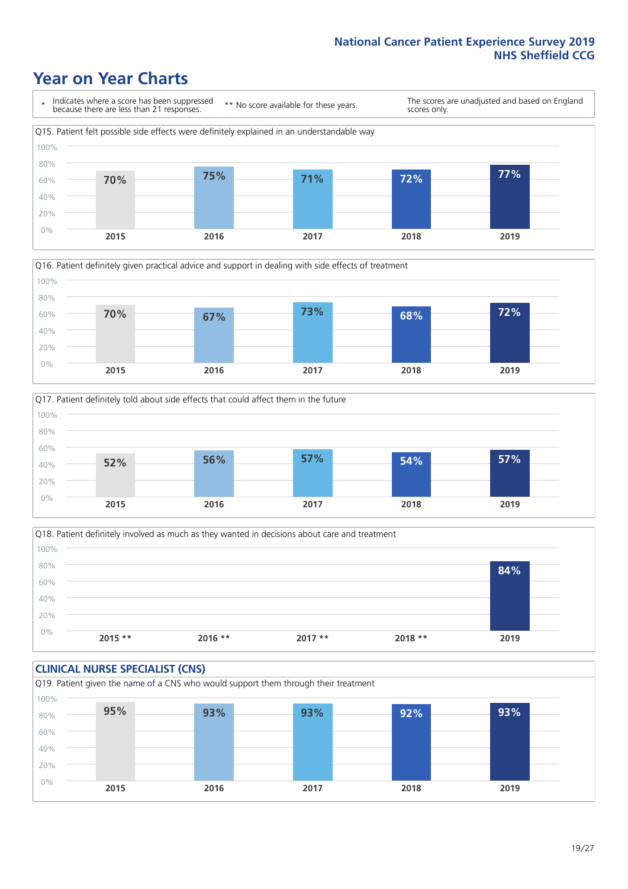# Year on Year Charts

| * Indicates where a score has been suppressed because there are less than 21 responses. | ** No score available for these years. | The scores are unadjusted and based on England scores only. |
|---|---|---|

Q15. Patient felt possible side effects were definitely explained in an understandable way

| 2015 | 2016 | 2017 | 2018 | 2019 |
|---|---|---|---|---|
| 70% | 75% | 71% | 72% | 77% |

Q16. Patient definitely given practical advice and support in dealing with side effects of treatment

| 2015 | 2016 | 2017 | 2018 | 2019 |
|---|---|---|---|---|
| 70% | 67% | 73% | 68% | 72% |

Q17. Patient definitely told about side effects that could affect them in the future

| 2015 | 2016 | 2017 | 2018 | 2019 |
|---|---|---|---|---|
| 52% | 56% | 57% | 54% | 57% |

Q18. Patient definitely involved as much as they wanted in decisions about care and treatment

| 2015 ** | 2016 ** | 2017 ** | 2018 ** | 2019 |
|---|---|---|---|---|
| | | | | 84% |

## CLINICAL NURSE SPECIALIST (CNS)

Q19. Patient given the name of a CNS who would support them through their treatment

| 2015 | 2016 | 2017 | 2018 | 2019 |
|---|---|---|---|---|
| 95% | 93% | 93% | 92% | 93% |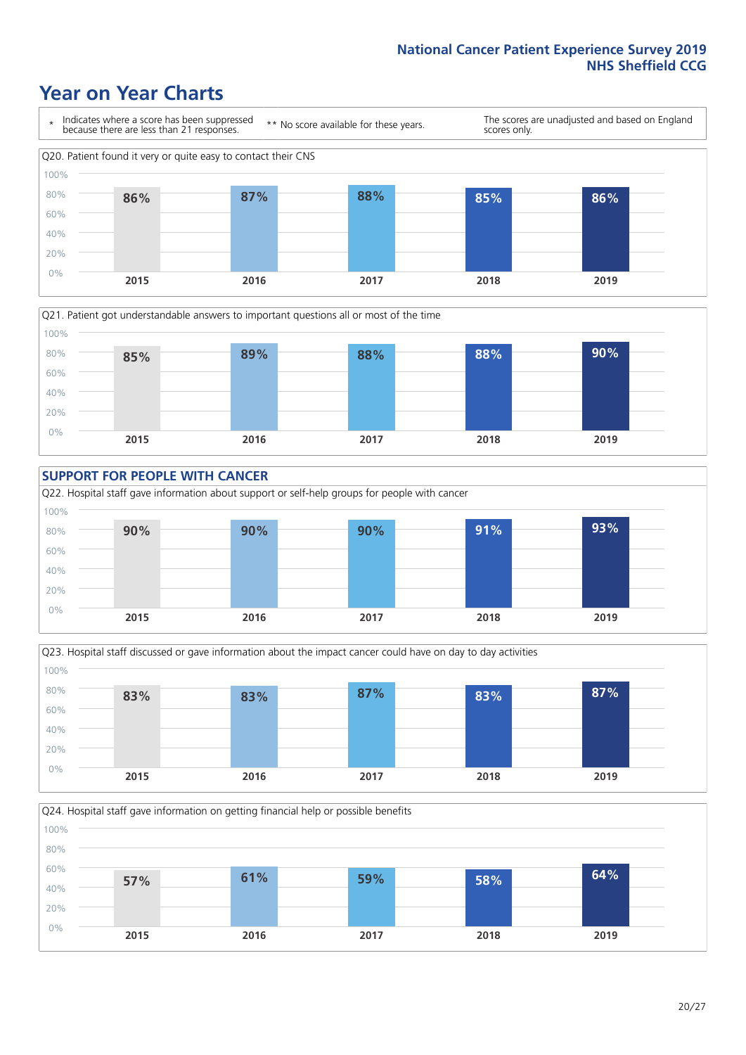# Year on Year Charts

\* Indicates where a score has been suppressed because there are less than 21 responses.

\*\* No score available for these years.

The scores are unadjusted and based on England scores only.

Q20. Patient found it very or quite easy to contact their CNS

| 2015 | 2016 | 2017 | 2018 | 2019 |
|---|---|---|---|---|
| 86% | 87% | 88% | 85% | 86% |

Q21. Patient got understandable answers to important questions all or most of the time

| 2015 | 2016 | 2017 | 2018 | 2019 |
|---|---|---|---|---|
| 85% | 89% | 88% | 88% | 90% |

## SUPPORT FOR PEOPLE WITH CANCER

Q22. Hospital staff gave information about support or self-help groups for people with cancer

| 2015 | 2016 | 2017 | 2018 | 2019 |
|---|---|---|---|---|
| 90% | 90% | 90% | 91% | 93% |

Q23. Hospital staff discussed or gave information about the impact cancer could have on day to day activities

| 2015 | 2016 | 2017 | 2018 | 2019 |
|---|---|---|---|---|
| 83% | 83% | 87% | 83% | 87% |

Q24. Hospital staff gave information on getting financial help or possible benefits

| 2015 | 2016 | 2017 | 2018 | 2019 |
|---|---|---|---|---|
| 57% | 61% | 59% | 58% | 64% |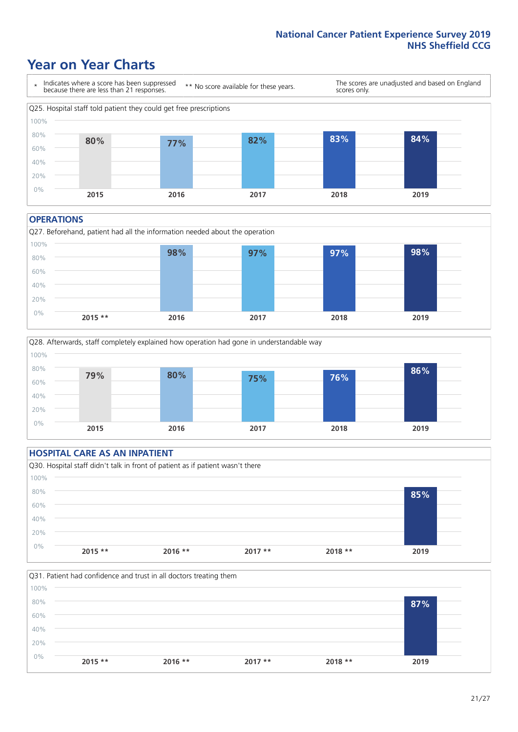# Year on Year Charts

\* Indicates where a score has been suppressed because there are less than 21 responses.

** No score available for these years.

The scores are unadjusted and based on England scores only.

Q25. Hospital staff told patient they could get free prescriptions

| 2015 | 2016 | 2017 | 2018 | 2019 |
|---|---|---|---|---|
| 80% | 77% | 82% | 83% | 84% |

## OPERATIONS

Q27. Beforehand, patient had all the information needed about the operation

| 2015 ** | 2016 | 2017 | 2018 | 2019 |
|---|---|---|---|---|
| | 98% | 97% | 97% | 98% |

Q28. Afterwards, staff completely explained how operation had gone in understandable way

| 2015 | 2016 | 2017 | 2018 | 2019 |
|---|---|---|---|---|
| 79% | 80% | 75% | 76% | 86% |

## HOSPITAL CARE AS AN INPATIENT

Q30. Hospital staff didn't talk in front of patient as if patient wasn't there

| 2015 ** | 2016 ** | 2017 ** | 2018 ** | 2019 |
|---|---|---|---|---|
| | | | | 85% |

Q31. Patient had confidence and trust in all doctors treating them

| 2015 ** | 2016 ** | 2017 ** | 2018 ** | 2019 |
|---|---|---|---|---|
| | | | | 87% |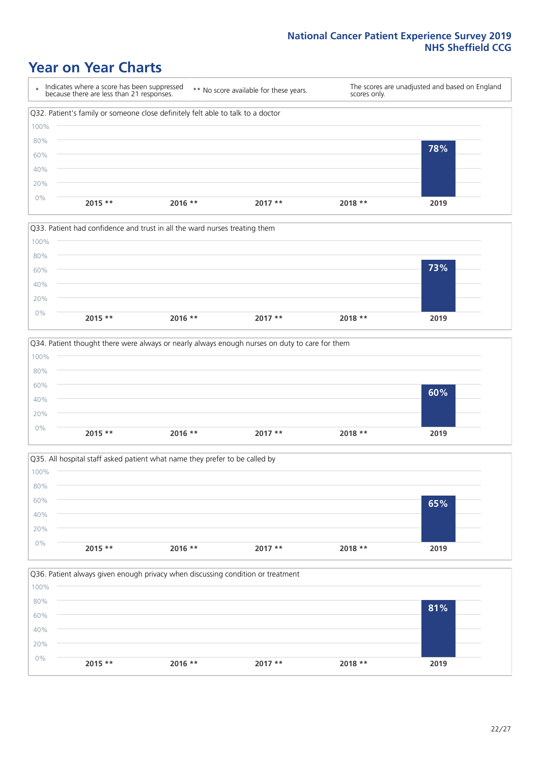# Year on Year Charts

| * Indicates where a score has been suppressed because there are less than 21 responses. | ** No score available for these years. | The scores are unadjusted and based on England scores only. |
| --- | --- | --- |

Q32. Patient's family or someone close definitely felt able to talk to a doctor

| 2015 ** | 2016 ** | 2017 ** | 2018 ** | 2019 |
| --- | --- | --- | --- | --- |
| | | | | 78% |

Q33. Patient had confidence and trust in all the ward nurses treating them

| 2015 ** | 2016 ** | 2017 ** | 2018 ** | 2019 |
| --- | --- | --- | --- | --- |
| | | | | 73% |

Q34. Patient thought there were always or nearly always enough nurses on duty to care for them

| 2015 ** | 2016 ** | 2017 ** | 2018 ** | 2019 |
| --- | --- | --- | --- | --- |
| | | | | 60% |

Q35. All hospital staff asked patient what name they prefer to be called by

| 2015 ** | 2016 ** | 2017 ** | 2018 ** | 2019 |
| --- | --- | --- | --- | --- |
| | | | | 65% |

Q36. Patient always given enough privacy when discussing condition or treatment

| 2015 ** | 2016 ** | 2017 ** | 2018 ** | 2019 |
| --- | --- | --- | --- | --- |
| | | | | 81% |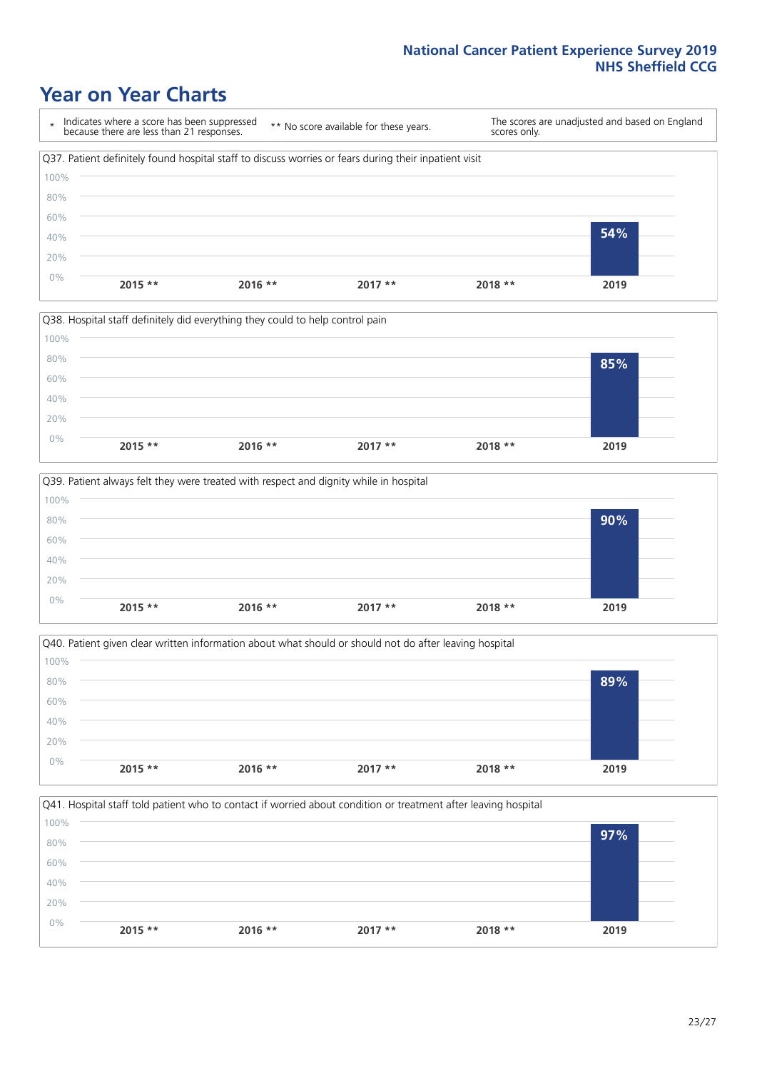# Year on Year Charts

| * Indicates where a score has been suppressed because there are less than 21 responses. | ** No score available for these years. | The scores are unadjusted and based on England scores only. |
|---|---|---|

Q37. Patient definitely found hospital staff to discuss worries or fears during their inpatient visit

| 2015 ** | 2016 ** | 2017 ** | 2018 ** | 2019 |
|---|---|---|---|---|
| | | | | 54% |

Q38. Hospital staff definitely did everything they could to help control pain

| 2015 ** | 2016 ** | 2017 ** | 2018 ** | 2019 |
|---|---|---|---|---|
| | | | | 85% |

Q39. Patient always felt they were treated with respect and dignity while in hospital

| 2015 ** | 2016 ** | 2017 ** | 2018 ** | 2019 |
|---|---|---|---|---|
| | | | | 90% |

Q40. Patient given clear written information about what should or should not do after leaving hospital

| 2015 ** | 2016 ** | 2017 ** | 2018 ** | 2019 |
|---|---|---|---|---|
| | | | | 89% |

Q41. Hospital staff told patient who to contact if worried about condition or treatment after leaving hospital

| 2015 ** | 2016 ** | 2017 ** | 2018 ** | 2019 |
|---|---|---|---|---|
| | | | | 97% |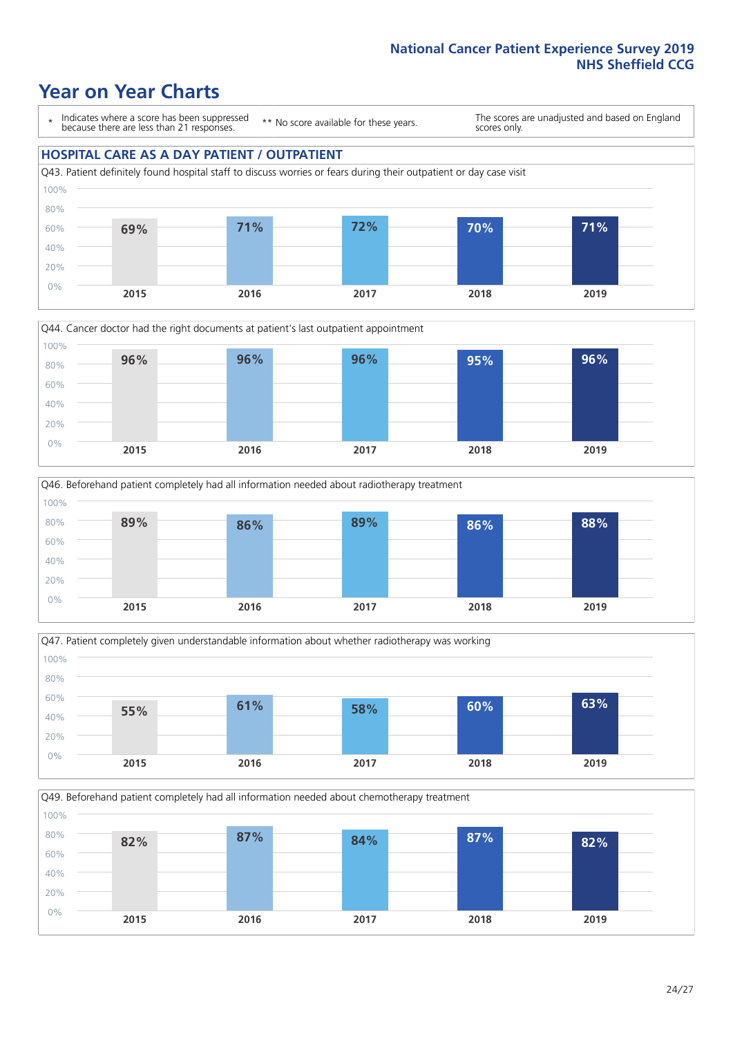# Year on Year Charts

\* Indicates where a score has been suppressed because there are less than 21 responses.

\*\* No score available for these years.

The scores are unadjusted and based on England scores only.

## HOSPITAL CARE AS A DAY PATIENT / OUTPATIENT

Q43. Patient definitely found hospital staff to discuss worries or fears during their outpatient or day case visit

| 2015 | 2016 | 2017 | 2018 | 2019 |
|---|---|---|---|---|
| 69% | 71% | 72% | 70% | 71% |

Q44. Cancer doctor had the right documents at patient's last outpatient appointment

| 2015 | 2016 | 2017 | 2018 | 2019 |
|---|---|---|---|---|
| 96% | 96% | 96% | 95% | 96% |

Q46. Beforehand patient completely had all information needed about radiotherapy treatment

| 2015 | 2016 | 2017 | 2018 | 2019 |
|---|---|---|---|---|
| 89% | 86% | 89% | 86% | 88% |

Q47. Patient completely given understandable information about whether radiotherapy was working

| 2015 | 2016 | 2017 | 2018 | 2019 |
|---|---|---|---|---|
| 55% | 61% | 58% | 60% | 63% |

Q49. Beforehand patient completely had all information needed about chemotherapy treatment

| 2015 | 2016 | 2017 | 2018 | 2019 |
|---|---|---|---|---|
| 82% | 87% | 84% | 87% | 82% |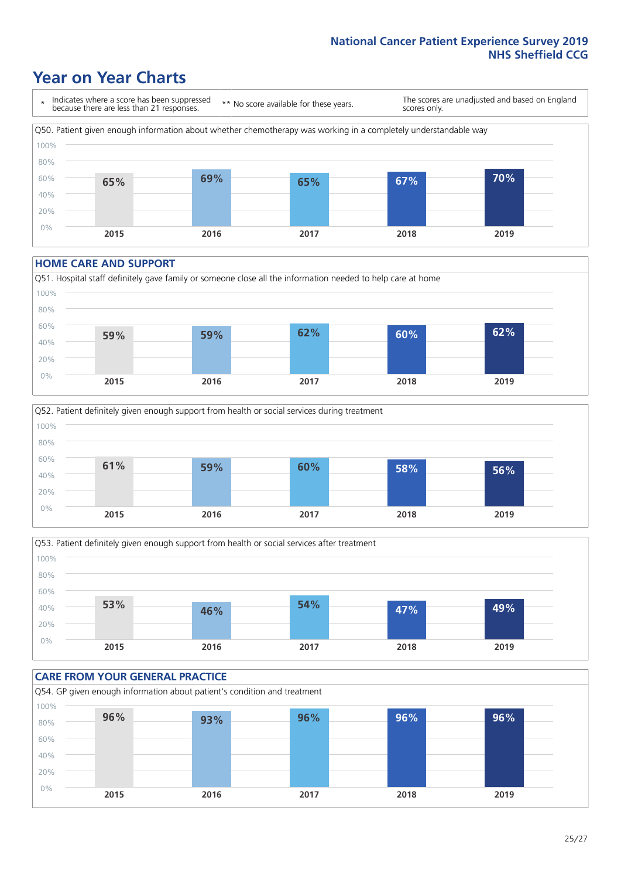# Year on Year Charts

\* Indicates where a score has been suppressed because there are less than 21 responses. ** No score available for these years. The scores are unadjusted and based on England scores only.

Q50. Patient given enough information about whether chemotherapy was working in a completely understandable way

| 2015 | 2016 | 2017 | 2018 | 2019 |
|---|---|---|---|---|
| 65% | 69% | 65% | 67% | 70% |

## HOME CARE AND SUPPORT

Q51. Hospital staff definitely gave family or someone close all the information needed to help care at home

| 2015 | 2016 | 2017 | 2018 | 2019 |
|---|---|---|---|---|
| 59% | 59% | 62% | 60% | 62% |

Q52. Patient definitely given enough support from health or social services during treatment

| 2015 | 2016 | 2017 | 2018 | 2019 |
|---|---|---|---|---|
| 61% | 59% | 60% | 58% | 56% |

Q53. Patient definitely given enough support from health or social services after treatment

| 2015 | 2016 | 2017 | 2018 | 2019 |
|---|---|---|---|---|
| 53% | 46% | 54% | 47% | 49% |

## CARE FROM YOUR GENERAL PRACTICE

Q54. GP given enough information about patient's condition and treatment

| 2015 | 2016 | 2017 | 2018 | 2019 |
|---|---|---|---|---|
| 96% | 93% | 96% | 96% | 96% |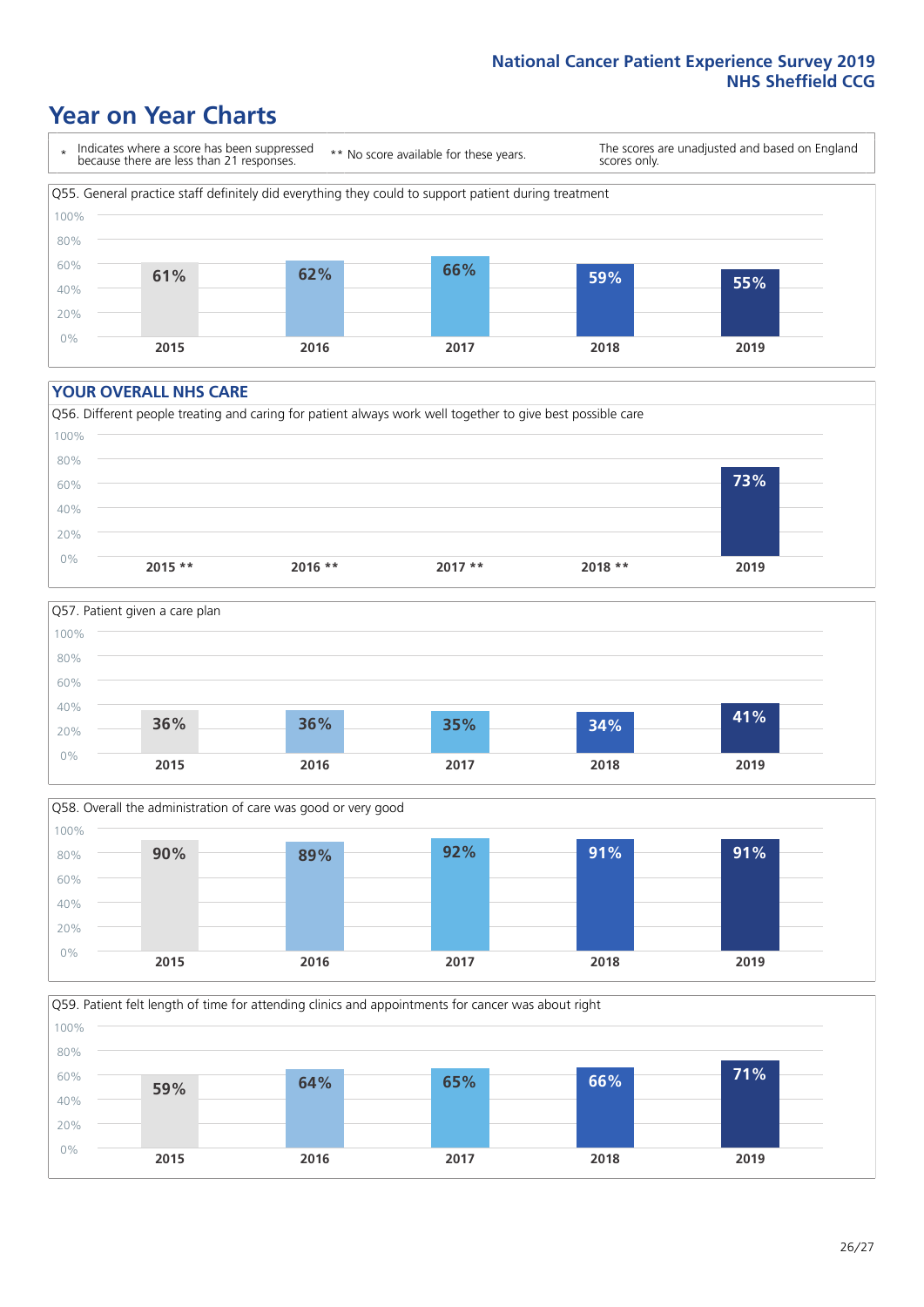# Year on Year Charts

| * Indicates where a score has been suppressed because there are less than 21 responses. | ** No score available for these years. | The scores are unadjusted and based on England scores only. |
|---|---|---|

Q55. General practice staff definitely did everything they could to support patient during treatment

| 2015 | 2016 | 2017 | 2018 | 2019 |
|---|---|---|---|---|
| 61% | 62% | 66% | 59% | 55% |

## YOUR OVERALL NHS CARE

Q56. Different people treating and caring for patient always work well together to give best possible care

| 2015 ** | 2016 ** | 2017 ** | 2018 ** | 2019 |
|---|---|---|---|---|
| | | | | 73% |

Q57. Patient given a care plan

| 2015 | 2016 | 2017 | 2018 | 2019 |
|---|---|---|---|---|
| 36% | 36% | 35% | 34% | 41% |

Q58. Overall the administration of care was good or very good

| 2015 | 2016 | 2017 | 2018 | 2019 |
|---|---|---|---|---|
| 90% | 89% | 92% | 91% | 91% |

Q59. Patient felt length of time for attending clinics and appointments for cancer was about right

| 2015 | 2016 | 2017 | 2018 | 2019 |
|---|---|---|---|---|
| 59% | 64% | 65% | 66% | 71% |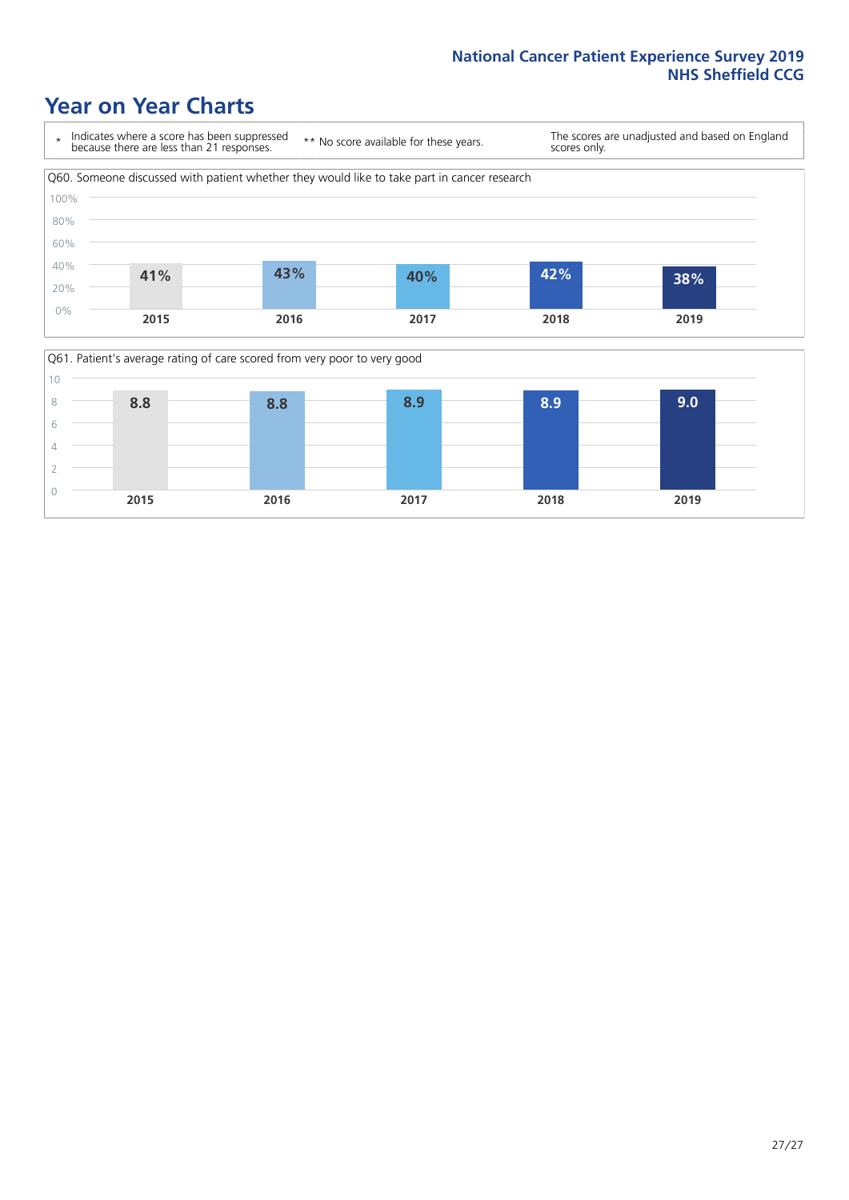# Year on Year Charts

\* Indicates where a score has been suppressed because there are less than 21 responses.

\*\* No score available for these years.

The scores are unadjusted and based on England scores only.

Q60. Someone discussed with patient whether they would like to take part in cancer research

100%
80%
60%
40%
20%
0%

41% 2015
43% 2016
40% 2017
42% 2018
38% 2019

Q61. Patient's average rating of care scored from very poor to very good

10
8
6
4
2
0

8.8 2015
8.8 2016
8.9 2017
8.9 2018
9.0 2019